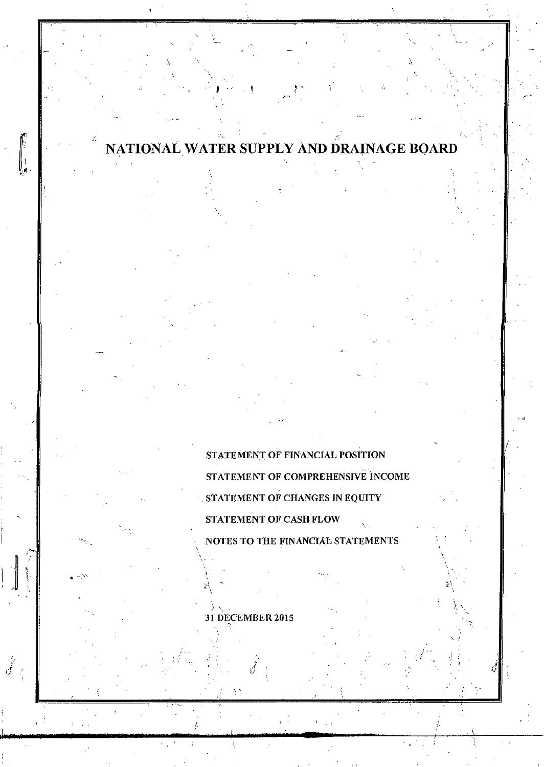# NATIONAL WATER SUPPLY AND DRAINAGE BOARD

STATEMENT OF FINANCIAL POSITION

STATEMENT OF COMPREHENSIVE INCOME

STATEMENT OF CHANGES IN EQUITY

STATEMENT OF CASH FLOW

NOTES TO THE FINANCIAL STATEMENTS

31 DECEMBER 2015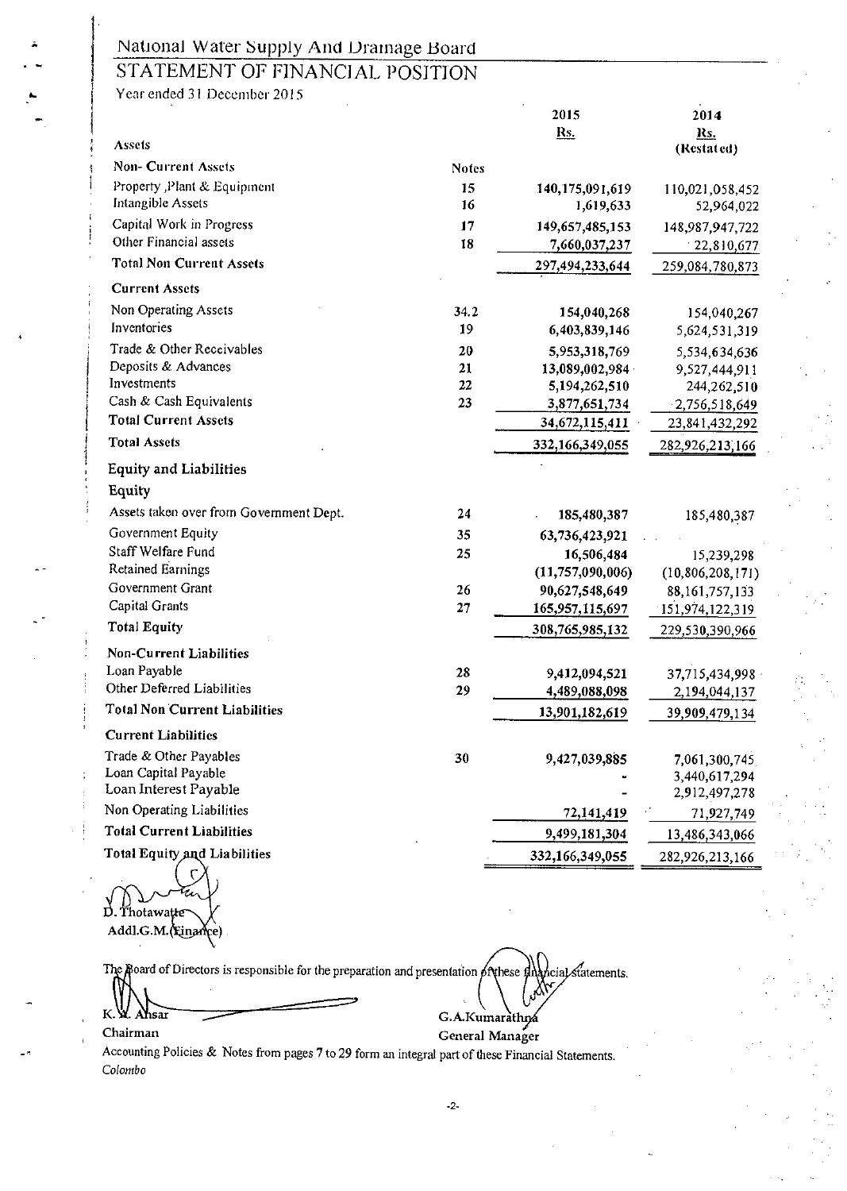National Water Supply And Drainage Board

# STATEMENT OF FINANCIAL POSITION

Year ended 31 December 2015

| Assets | Notes | 2015<br>Rs. | 2014<br>Rs.<br>(Restated) |
|---|---|---|---|
| **Non- Current Assets** | | | |
| Property ,Plant & Equipment | 15 | 140,175,091,619 | 110,021,058,452 |
| Intangible Assets | 16 | 1,619,633 | 52,964,022 |
| Capital Work in Progress | 17 | 149,657,485,153 | 148,987,947,722 |
| Other Financial assets | 18 | 7,660,037,237 | 22,810,677 |
| **Total Non Current Assets** | | 297,494,233,644 | 259,084,780,873 |
| **Current Assets** | | | |
| Non Operating Assets | 34.2 | 154,040,268 | 154,040,267 |
| Inventories | 19 | 6,403,839,146 | 5,624,531,319 |
| Trade & Other Receivables | 20 | 5,953,318,769 | 5,534,634,636 |
| Deposits & Advances | 21 | 13,089,002,984 | 9,527,444,911 |
| Investments | 22 | 5,194,262,510 | 244,262,510 |
| Cash & Cash Equivalents | 23 | 3,877,651,734 | 2,756,518,649 |
| **Total Current Assets** | | 34,672,115,411 | 23,841,432,292 |
| **Total Assets** | | 332,166,349,055 | 282,926,213,166 |
| **Equity and Liabilities** | | | |
| **Equity** | | | |
| Assets taken over from Government Dept. | 24 | 185,480,387 | 185,480,387 |
| Government Equity | 35 | 63,736,423,921 | |
| Staff Welfare Fund | 25 | 16,506,484 | 15,239,298 |
| Retained Earnings | | (11,757,090,006) | (10,806,208,171) |
| Government Grant | 26 | 90,627,548,649 | 88,161,757,133 |
| Capital Grants | 27 | 165,957,115,697 | 151,974,122,319 |
| **Total Equity** | | 308,765,985,132 | 229,530,390,966 |
| **Non-Current Liabilities** | | | |
| Loan Payable | 28 | 9,412,094,521 | 37,715,434,998 |
| Other Deferred Liabilities | 29 | 4,489,088,098 | 2,194,044,137 |
| **Total Non Current Liabilities** | | 13,901,182,619 | 39,909,479,134 |
| **Current Liabilities** | | | |
| Trade & Other Payables | 30 | 9,427,039,885 | 7,061,300,745 |
| Loan Capital Payable | | - | 3,440,617,294 |
| Loan Interest Payable | | - | 2,912,497,278 |
| Non Operating Liabilities | | 72,141,419 | 71,927,749 |
| **Total Current Liabilities** | | 9,499,181,304 | 13,486,343,066 |
| **Total Equity and Liabilities** | | 332,166,349,055 | 282,926,213,166 |

D. Thotawatte
Addl.G.M.(Finance)

The Board of Directors is responsible for the preparation and presentation of these financial statements.

K. A. Ansar
Chairman

G.A.Kumarathna
General Manager

Accounting Policies & Notes from pages 7 to 29 form an integral part of these Financial Statements.

*Colombo*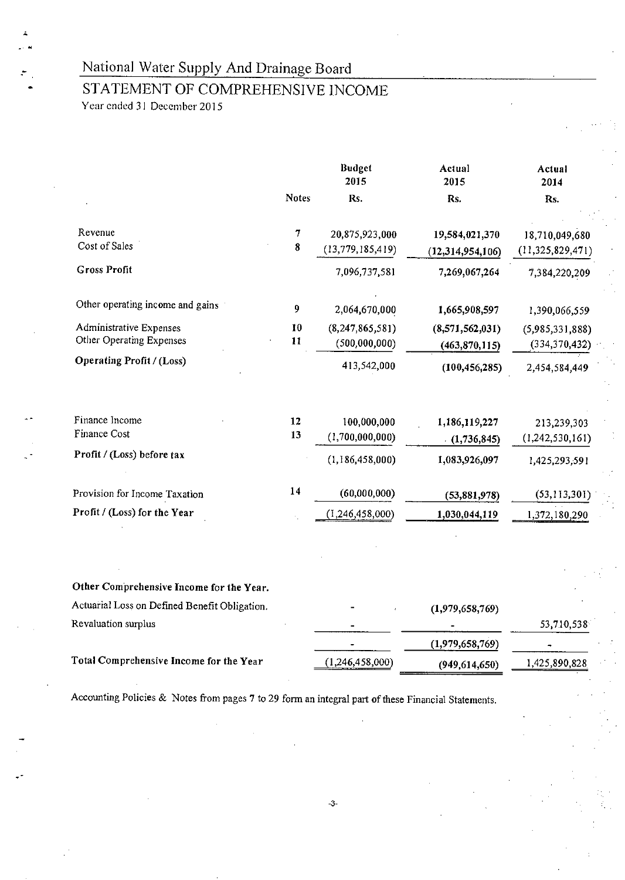# National Water Supply And Drainage Board

## STATEMENT OF COMPREHENSIVE INCOME

Year ended 31 December 2015

| | Notes | Budget 2015 Rs. | Actual 2015 Rs. | Actual 2014 Rs. |
|---|---|---|---|---|
| Revenue | 7 | 20,875,923,000 | 19,584,021,370 | 18,710,049,680 |
| Cost of Sales | 8 | (13,779,185,419) | (12,314,954,106) | (11,325,829,471) |
| **Gross Profit** | | 7,096,737,581 | 7,269,067,264 | 7,384,220,209 |
| Other operating income and gains | 9 | 2,064,670,000 | 1,665,908,597 | 1,390,066,559 |
| Administrative Expenses | 10 | (8,247,865,581) | (8,571,562,031) | (5,985,331,888) |
| Other Operating Expenses | 11 | (500,000,000) | (463,870,115) | (334,370,432) |
| **Operating Profit / (Loss)** | | 413,542,000 | (100,456,285) | 2,454,584,449 |
| Finance Income | 12 | 100,000,000 | 1,186,119,227 | 213,239,303 |
| Finance Cost | 13 | (1,700,000,000) | (1,736,845) | (1,242,530,161) |
| **Profit / (Loss) before tax** | | (1,186,458,000) | 1,083,926,097 | 1,425,293,591 |
| Provision for Income Taxation | 14 | (60,000,000) | (53,881,978) | (53,113,301) |
| **Profit / (Loss) for the Year** | | (1,246,458,000) | 1,030,044,119 | 1,372,180,290 |
| **Other Comprehensive Income for the Year.** | | | | |
| Actuarial Loss on Defined Benefit Obligation. | | - | (1,979,658,769) | |
| Revaluation surplus | | - | - | 53,710,538 |
| | | - | (1,979,658,769) | - |
| **Total Comprehensive Income for the Year** | | (1,246,458,000) | (949,614,650) | 1,425,890,828 |

Accounting Policies & Notes from pages 7 to 29 form an integral part of these Financial Statements.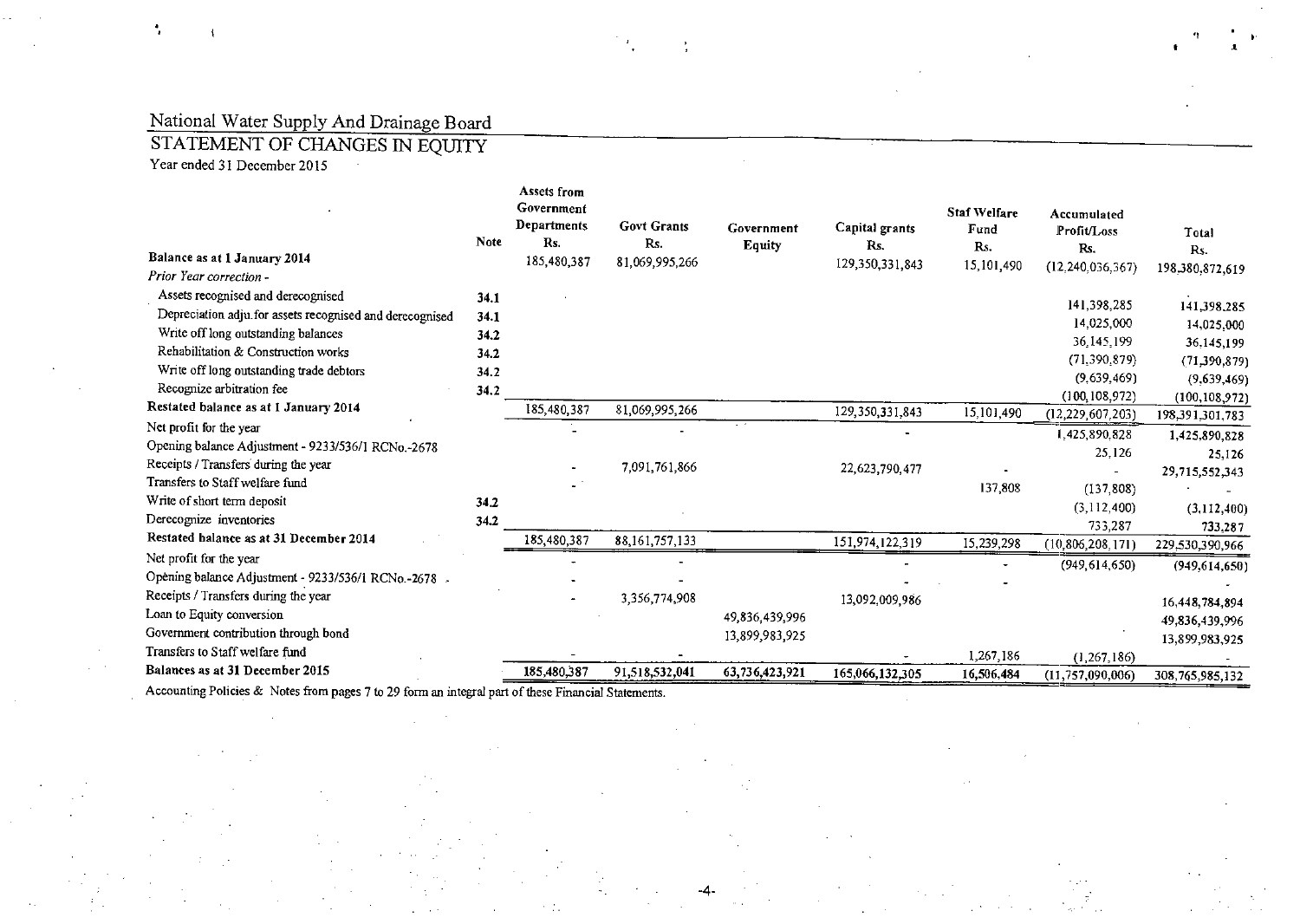# National Water Supply And Drainage Board

## STATEMENT OF CHANGES IN EQUITY

Year ended 31 December 2015

| | Note | Assets from Government Departments Rs. | Govt Grants Rs. | Government Equity | Capital grants Rs. | Staf Welfare Fund Rs. | Accumulated Profit/Loss Rs. | Total Rs. |
|---|---|---|---|---|---|---|---|---|
| **Balance as at 1 January 2014** | | 185,480,387 | 81,069,995,266 | | 129,350,331,843 | 15,101,490 | (12,240,036,367) | 198,380,872,619 |
| *Prior Year correction -* | | | | | | | | |
| Assets recognised and derecognised | 34.1 | | | | | | 141,398,285 | 141,398,285 |
| Depreciation adju.for assets recognised and derecognised | 34.1 | | | | | | 14,025,000 | 14,025,000 |
| Write off long outstanding balances | 34.2 | | | | | | 36,145,199 | 36,145,199 |
| Rehabilitation & Construction works | 34.2 | | | | | | (71,390,879) | (71,390,879) |
| Write off long outstanding trade debtors | 34.2 | | | | | | (9,639,469) | (9,639,469) |
| Recognize arbitration fee | 34.2 | | | | | | (100,108,972) | (100,108,972) |
| **Restated balance as at 1 January 2014** | | 185,480,387 | 81,069,995,266 | | 129,350,331,843 | 15,101,490 | (12,229,607,203) | 198,391,301,783 |
| Net profit for the year | | - | - | | - | | 1,425,890,828 | 1,425,890,828 |
| Opening balance Adjustment - 9233/536/1 RCNo.-2678 | | | | | | | 25,126 | 25,126 |
| Receipts / Transfers during the year | | - | 7,091,761,866 | | 22,623,790,477 | - | - | 29,715,552,343 |
| Transfers to Staff welfare fund | | - | | | | 137,808 | (137,808) | - |
| Write of short term deposit | 34.2 | | | | | | (3,112,400) | (3,112,400) |
| Derecognize inventories | 34.2 | | | | | | 733,287 | 733,287 |
| **Restated balance as at 31 December 2014** | | 185,480,387 | 88,161,757,133 | | 151,974,122,319 | 15,239,298 | (10,806,208,171) | 229,530,390,966 |
| Net profit for the year | | - | - | | - | - | (949,614,650) | (949,614,650) |
| Opening balance Adjustment - 9233/536/1 RCNo.-2678 | | - | - | | - | - | | - |
| Receipts / Transfers during the year | | - | 3,356,774,908 | | 13,092,009,986 | | | 16,448,784,894 |
| Loan to Equity conversion | | | | 49,836,439,996 | | | | 49,836,439,996 |
| Government contribution through bond | | | | 13,899,983,925 | | | | 13,899,983,925 |
| Transfers to Staff welfare fund | | - | - | | - | 1,267,186 | (1,267,186) | - |
| **Balances as at 31 December 2015** | | 185,480,387 | 91,518,532,041 | 63,736,423,921 | 165,066,132,305 | 16,506,484 | (11,757,090,006) | 308,765,985,132 |

Accounting Policies & Notes from pages 7 to 29 form an integral part of these Financial Statements.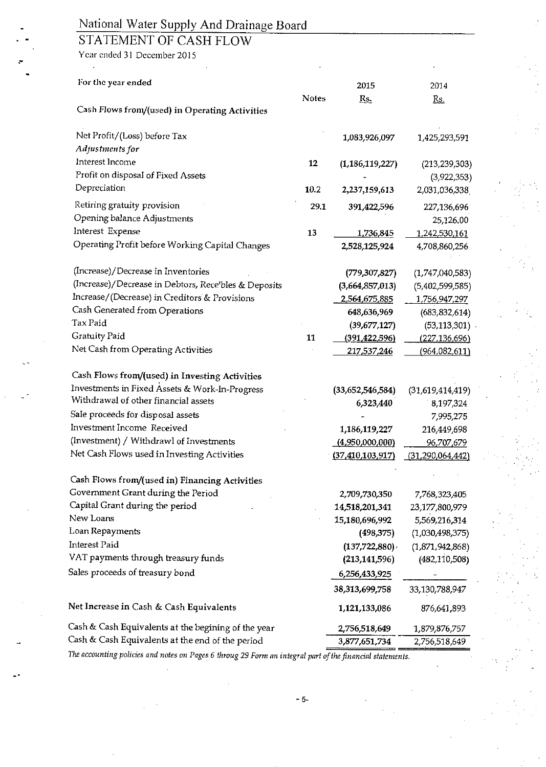# National Water Supply And Drainage Board

## STATEMENT OF CASH FLOW

Year ended 31 December 2015

| For the year ended | Notes | 2015 Rs. | 2014 Rs. |
|---|---|---|---|
| **Cash Flows from/(used) in Operating Activities** | | | |
| Net Profit/(Loss) before Tax | | 1,083,926,097 | 1,425,293,591 |
| *Adjustments for* | | | |
| Interest Income | 12 | (1,186,119,227) | (213,239,303) |
| Profit on disposal of Fixed Assets | | - | (3,922,353) |
| Depreciation | 10.2 | 2,237,159,613 | 2,031,036,338 |
| Retiring gratuity provision | 29.1 | 391,422,596 | 227,136,696 |
| Opening balance Adjustments | | | 25,126.00 |
| Interest Expense | 13 | 1,736,845 | 1,242,530,161 |
| Operating Profit before Working Capital Changes | | 2,528,125,924 | 4,708,860,256 |
| (Increase)/Decrease in Inventories | | (779,307,827) | (1,747,040,583) |
| (Increase)/Decrease in Debtors, Rece'bles & Deposits | | (3,664,857,013) | (5,402,599,585) |
| Increase/(Decrease) in Creditors & Provisions | | 2,564,675,885 | 1,756,947,297 |
| Cash Generated from Operations | | 648,636,969 | (683,832,614) |
| Tax Paid | | (39,677,127) | (53,113,301) |
| Gratuity Paid | 11 | (391,422,596) | (227,136,696) |
| Net Cash from Operating Activities | | 217,537,246 | (964,082,611) |
| **Cash Flows from/(used) in Investing Activities** | | | |
| Investments in Fixed Assets & Work-In-Progress | | (33,652,546,584) | (31,619,414,419) |
| Withdrawal of other financial assets | | 6,323,440 | 8,197,324 |
| Sale proceeds for disposal assets | | - | 7,995,275 |
| Investment Income Received | | 1,186,119,227 | 216,449,698 |
| (Investment) / Withdrawl of Investments | | (4,950,000,000) | 96,707,679 |
| Net Cash Flows used in Investing Activities | | (37,410,103,917) | (31,290,064,442) |
| **Cash Flows from/(used in) Financing Activities** | | | |
| Government Grant during the Period | | 2,709,730,350 | 7,768,323,405 |
| Capital Grant during the period | | 14,518,201,341 | 23,177,800,979 |
| New Loans | | 15,180,696,992 | 5,569,216,314 |
| Loan Repayments | | (498,375) | (1,030,498,375) |
| Interest Paid | | (137,722,880) | (1,871,942,868) |
| VAT payments through treasury funds | | (213,141,596) | (482,110,508) |
| Sales proceeds of treasury bond | | 6,256,433,925 | - |
| | | 38,313,699,758 | 33,130,788,947 |
| Net Increase in Cash & Cash Equivalents | | 1,121,133,086 | 876,641,893 |
| Cash & Cash Equivalents at the begining of the year | | 2,756,518,649 | 1,879,876,757 |
| Cash & Cash Equivalents at the end of the period | | 3,877,651,734 | 2,756,518,649 |

*The accounting policies and notes on Pages 6 throug 29 Form an integral part of the financial statements.*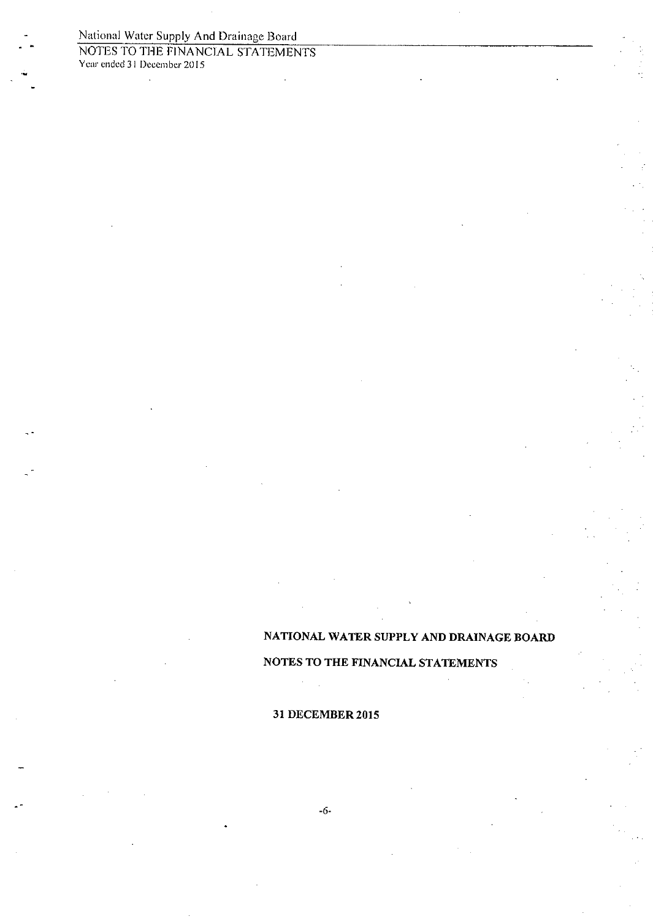**NATIONAL WATER SUPPLY AND DRAINAGE BOARD**

**NOTES TO THE FINANCIAL STATEMENTS**

**31 DECEMBER 2015**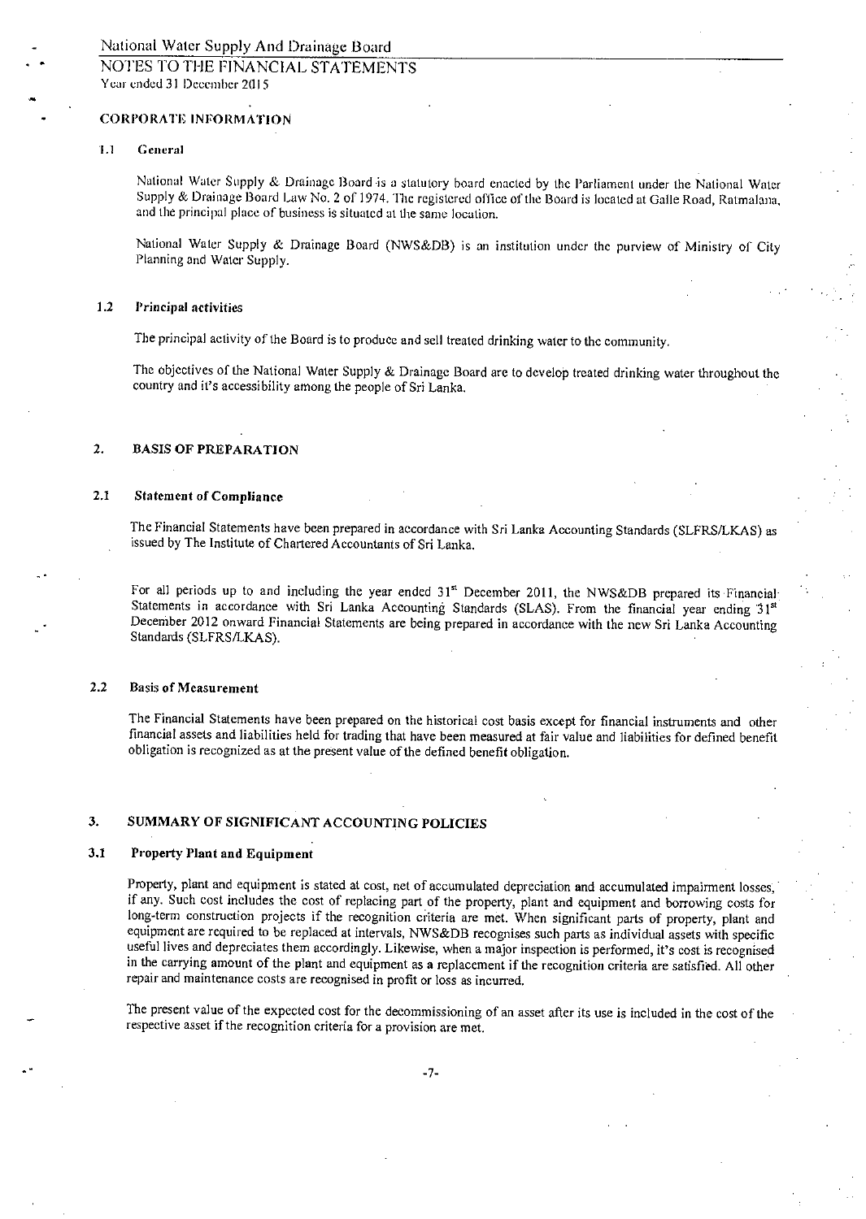# NOTES TO THE FINANCIAL STATEMENTS

Year ended 31 December 2015

## CORPORATE INFORMATION

### 1.1 General

National Water Supply & Drainage Board is a statutory board enacted by the Parliament under the National Water Supply & Drainage Board Law No. 2 of 1974. The registered office of the Board is located at Galle Road, Ratmalana, and the principal place of business is situated at the same location.

National Water Supply & Drainage Board (NWS&DB) is an institution under the purview of Ministry of City Planning and Water Supply.

### 1.2 Principal activities

The principal activity of the Board is to produce and sell treated drinking water to the community.

The objectives of the National Water Supply & Drainage Board are to develop treated drinking water throughout the country and it's accessibility among the people of Sri Lanka.

## 2. BASIS OF PREPARATION

### 2.1 Statement of Compliance

The Financial Statements have been prepared in accordance with Sri Lanka Accounting Standards (SLFRS/LKAS) as issued by The Institute of Chartered Accountants of Sri Lanka.

For all periods up to and including the year ended 31st December 2011, the NWS&DB prepared its Financial Statements in accordance with Sri Lanka Accounting Standards (SLAS). From the financial year ending 31st December 2012 onward Financial Statements are being prepared in accordance with the new Sri Lanka Accounting Standards (SLFRS/LKAS).

### 2.2 Basis of Measurement

The Financial Statements have been prepared on the historical cost basis except for financial instruments and other financial assets and liabilities held for trading that have been measured at fair value and liabilities for defined benefit obligation is recognized as at the present value of the defined benefit obligation.

## 3. SUMMARY OF SIGNIFICANT ACCOUNTING POLICIES

### 3.1 Property Plant and Equipment

Property, plant and equipment is stated at cost, net of accumulated depreciation and accumulated impairment losses, if any. Such cost includes the cost of replacing part of the property, plant and equipment and borrowing costs for long-term construction projects if the recognition criteria are met. When significant parts of property, plant and equipment are required to be replaced at intervals, NWS&DB recognises such parts as individual assets with specific useful lives and depreciates them accordingly. Likewise, when a major inspection is performed, it's cost is recognised in the carrying amount of the plant and equipment as a replacement if the recognition criteria are satisfied. All other repair and maintenance costs are recognised in profit or loss as incurred.

The present value of the expected cost for the decommissioning of an asset after its use is included in the cost of the respective asset if the recognition criteria for a provision are met.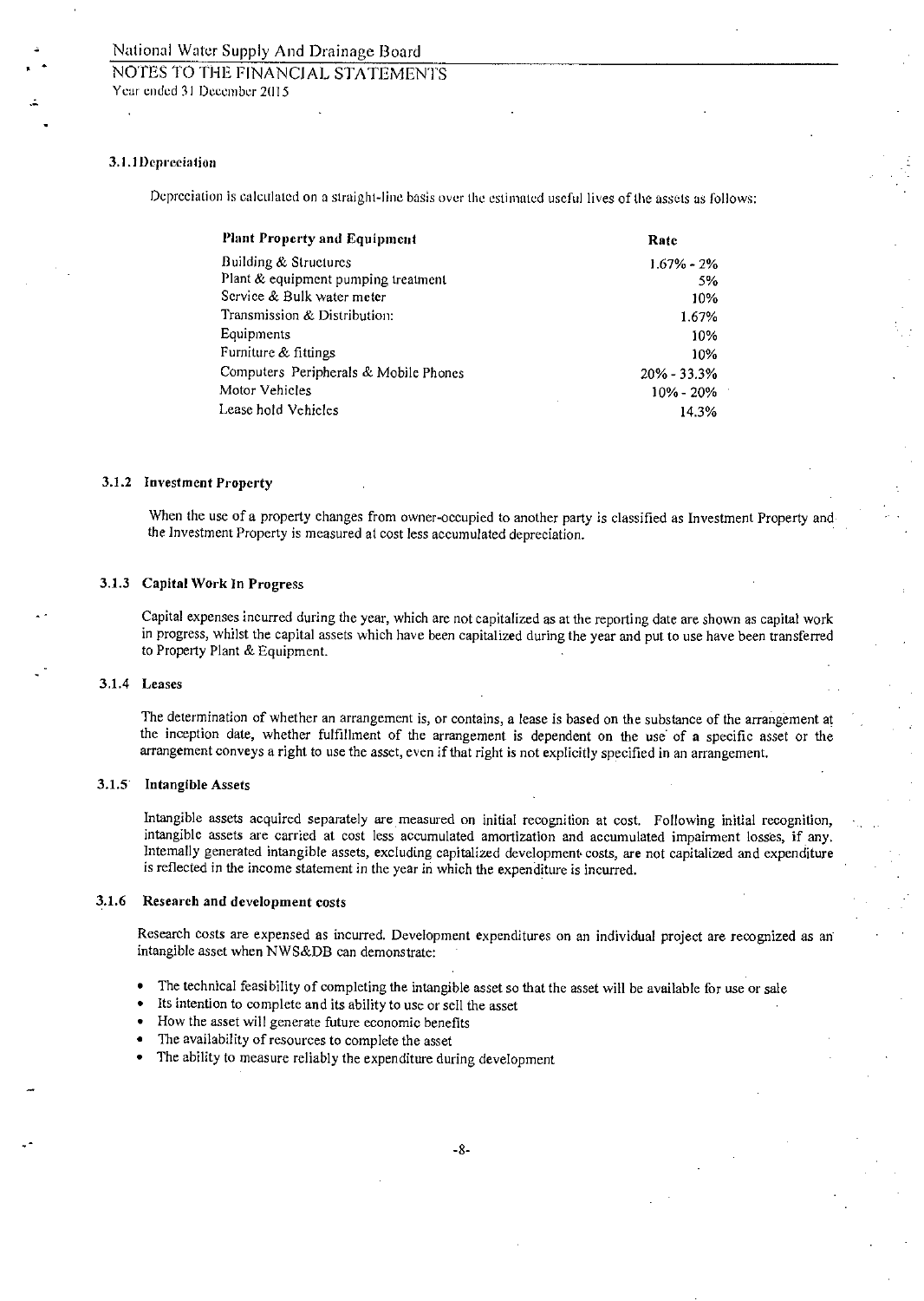#### 3.1.1 Depreciation

Depreciation is calculated on a straight-line basis over the estimated useful lives of the assets as follows:

| Plant Property and Equipment | Rate |
|---|---|
| Building & Structures | 1.67% - 2% |
| Plant & equipment pumping treatment | 5% |
| Service & Bulk water meter | 10% |
| Transmission & Distribution: | 1.67% |
| Equipments | 10% |
| Furniture & fittings | 10% |
| Computers Peripherals & Mobile Phones | 20% - 33.3% |
| Motor Vehicles | 10% - 20% |
| Lease hold Vehicles | 14.3% |

#### 3.1.2 Investment Property

When the use of a property changes from owner-occupied to another party is classified as Investment Property and the Investment Property is measured at cost less accumulated depreciation.

#### 3.1.3 Capital Work In Progress

Capital expenses incurred during the year, which are not capitalized as at the reporting date are shown as capital work in progress, whilst the capital assets which have been capitalized during the year and put to use have been transferred to Property Plant & Equipment.

#### 3.1.4 Leases

The determination of whether an arrangement is, or contains, a lease is based on the substance of the arrangement at the inception date, whether fulfillment of the arrangement is dependent on the use of a specific asset or the arrangement conveys a right to use the asset, even if that right is not explicitly specified in an arrangement.

#### 3.1.5 Intangible Assets

Intangible assets acquired separately are measured on initial recognition at cost. Following initial recognition, intangible assets are carried at cost less accumulated amortization and accumulated impairment losses, if any. Internally generated intangible assets, excluding capitalized development costs, are not capitalized and expenditure is reflected in the income statement in the year in which the expenditure is incurred.

#### 3.1.6 Research and development costs

Research costs are expensed as incurred. Development expenditures on an individual project are recognized as an intangible asset when NWS&DB can demonstrate:

- The technical feasibility of completing the intangible asset so that the asset will be available for use or sale
- Its intention to complete and its ability to use or sell the asset
- How the asset will generate future economic benefits
- The availability of resources to complete the asset
- The ability to measure reliably the expenditure during development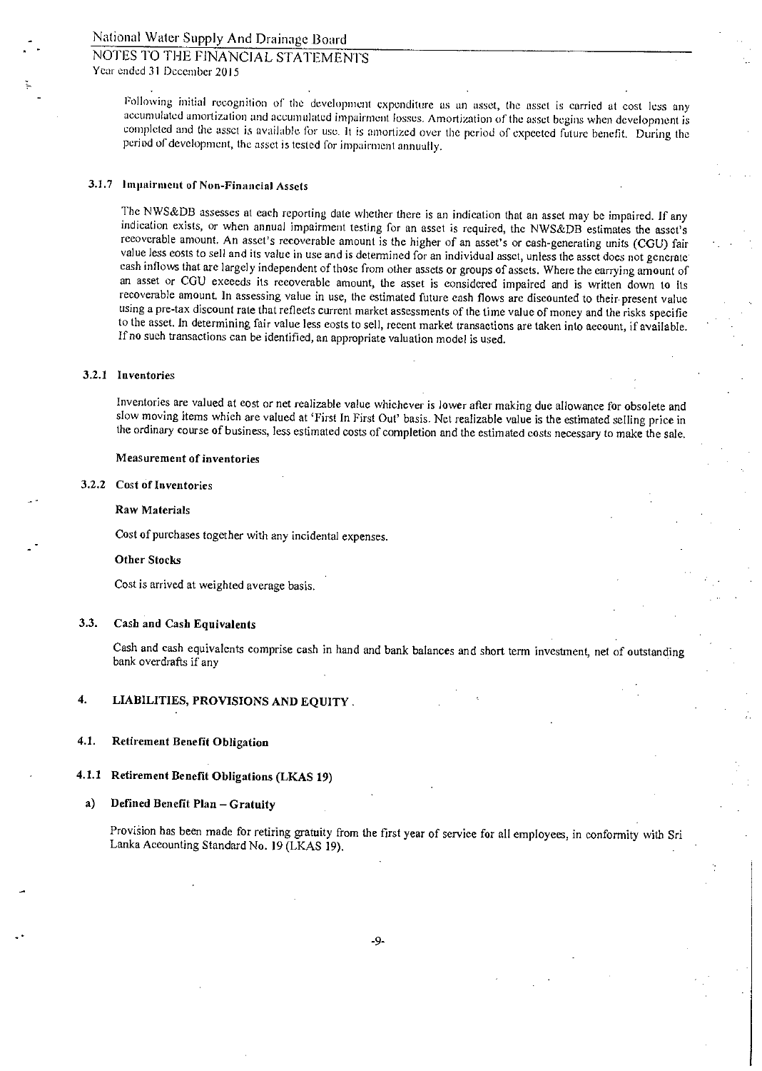Following initial recognition of the development expenditure as an asset, the asset is carried at cost less any accumulated amortization and accumulated impairment losses. Amortization of the asset begins when development is completed and the asset is available for use. It is amortized over the period of expected future benefit. During the period of development, the asset is tested for impairment annually.

### 3.1.7 Impairment of Non-Financial Assets

The NWS&DB assesses at each reporting date whether there is an indication that an asset may be impaired. If any indication exists, or when annual impairment testing for an asset is required, the NWS&DB estimates the asset's recoverable amount. An asset's recoverable amount is the higher of an asset's or cash-generating units (CGU) fair value less costs to sell and its value in use and is determined for an individual asset, unless the asset does not generate cash inflows that are largely independent of those from other assets or groups of assets. Where the carrying amount of an asset or CGU exceeds its recoverable amount, the asset is considered impaired and is written down to its recoverable amount. In assessing value in use, the estimated future cash flows are discounted to their present value using a pre-tax discount rate that reflects current market assessments of the time value of money and the risks specific to the asset. In determining fair value less costs to sell, recent market transactions are taken into account, if available. If no such transactions can be identified, an appropriate valuation model is used.

### 3.2.1 Inventories

Inventories are valued at cost or net realizable value whichever is lower after making due allowance for obsolete and slow moving items which are valued at 'First In First Out' basis. Net realizable value is the estimated selling price in the ordinary course of business, less estimated costs of completion and the estimated costs necessary to make the sale.

**Measurement of inventories**

### 3.2.2 Cost of Inventories

**Raw Materials**

Cost of purchases together with any incidental expenses.

**Other Stocks**

Cost is arrived at weighted average basis.

### 3.3. Cash and Cash Equivalents

Cash and cash equivalents comprise cash in hand and bank balances and short term investment, net of outstanding bank overdrafts if any

## 4. LIABILITIES, PROVISIONS AND EQUITY.

### 4.1. Retirement Benefit Obligation

### 4.1.1 Retirement Benefit Obligations (LKAS 19)

**a) Defined Benefit Plan – Gratuity**

Provision has been made for retiring gratuity from the first year of service for all employees, in conformity with Sri Lanka Accounting Standard No. 19 (LKAS 19).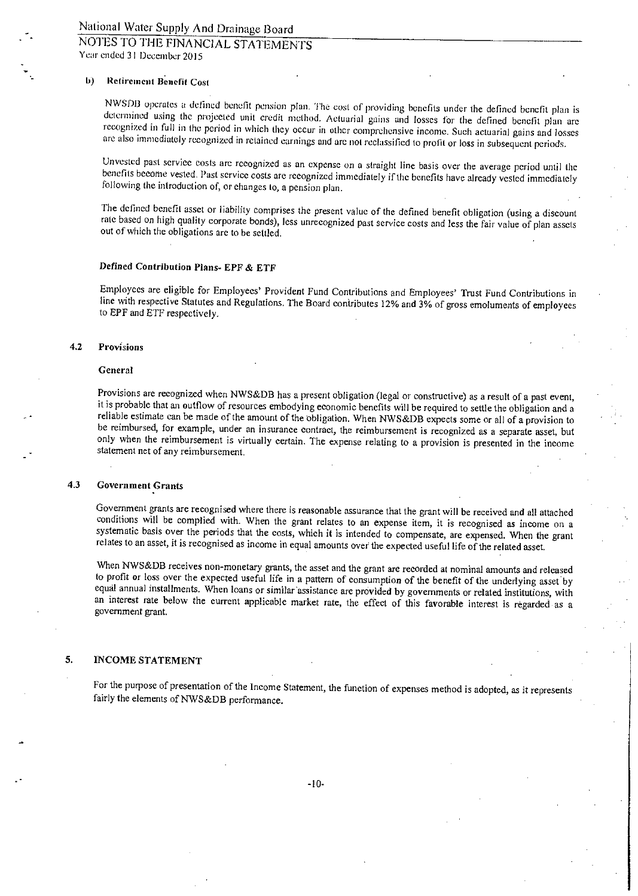#### b) Retirement Benefit Cost

NWSDB operates a defined benefit pension plan. The cost of providing benefits under the defined benefit plan is determined using the projected unit credit method. Actuarial gains and losses for the defined benefit plan are recognized in full in the period in which they occur in other comprehensive income. Such actuarial gains and losses are also immediately recognized in retained earnings and are not reclassified to profit or loss in subsequent periods.

Unvested past service costs are recognized as an expense on a straight line basis over the average period until the benefits become vested. Past service costs are recognized immediately if the benefits have already vested immediately following the introduction of, or changes to, a pension plan.

The defined benefit asset or liability comprises the present value of the defined benefit obligation (using a discount rate based on high quality corporate bonds), less unrecognized past service costs and less the fair value of plan assets out of which the obligations are to be settled.

#### Defined Contribution Plans- EPF & ETF

Employees are eligible for Employees' Provident Fund Contributions and Employees' Trust Fund Contributions in line with respective Statutes and Regulations. The Board contributes 12% and 3% of gross emoluments of employees to EPF and ETF respectively.

### 4.2 Provisions

#### General

Provisions are recognized when NWS&DB has a present obligation (legal or constructive) as a result of a past event, it is probable that an outflow of resources embodying economic benefits will be required to settle the obligation and a reliable estimate can be made of the amount of the obligation. When NWS&DB expects some or all of a provision to be reimbursed, for example, under an insurance contract, the reimbursement is recognized as a separate asset, but only when the reimbursement is virtually certain. The expense relating to a provision is presented in the income statement net of any reimbursement.

### 4.3 Government Grants

Government grants are recognised where there is reasonable assurance that the grant will be received and all attached conditions will be complied with. When the grant relates to an expense item, it is recognised as income on a systematic basis over the periods that the costs, which it is intended to compensate, are expensed. When the grant relates to an asset, it is recognised as income in equal amounts over the expected useful life of the related asset.

When NWS&DB receives non-monetary grants, the asset and the grant are recorded at nominal amounts and released to profit or loss over the expected useful life in a pattern of consumption of the benefit of the underlying asset by equal annual installments. When loans or similar assistance are provided by governments or related institutions, with an interest rate below the current applicable market rate, the effect of this favorable interest is regarded as a government grant.

## 5. INCOME STATEMENT

For the purpose of presentation of the Income Statement, the function of expenses method is adopted, as it represents fairly the elements of NWS&DB performance.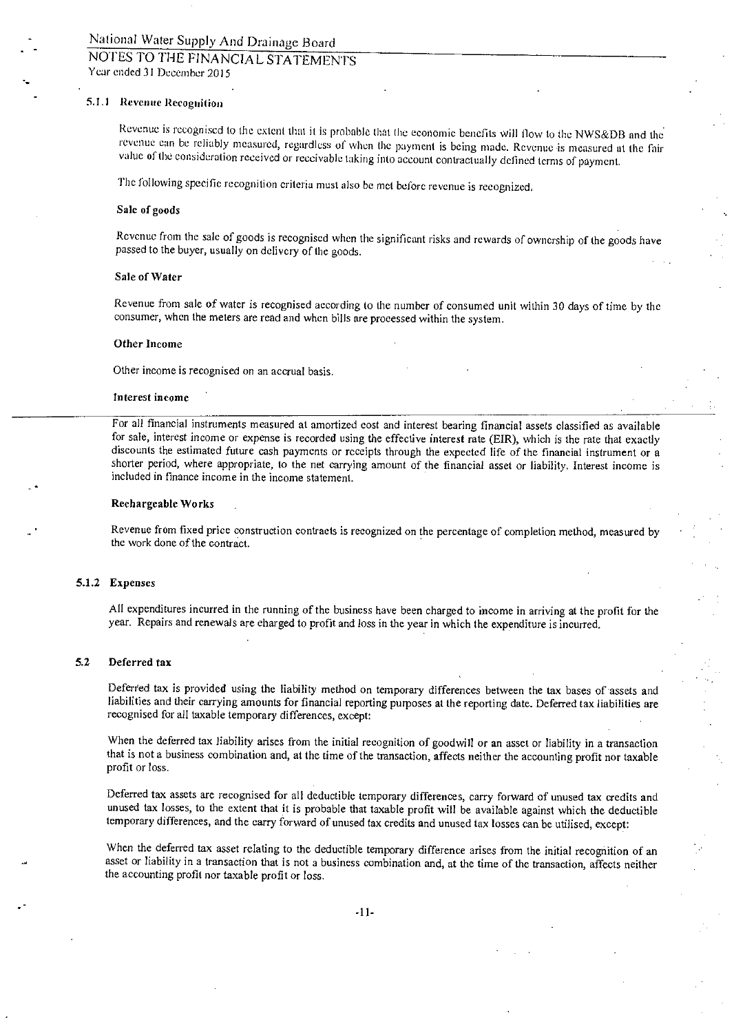#### 5.1.1 Revenue Recognition

Revenue is recognised to the extent that it is probable that the economic benefits will flow to the NWS&DB and the revenue can be reliably measured, regardless of when the payment is being made. Revenue is measured at the fair value of the consideration received or receivable taking into account contractually defined terms of payment.

The following specific recognition criteria must also be met before revenue is recognized.

**Sale of goods**

Revenue from the sale of goods is recognised when the significant risks and rewards of ownership of the goods have passed to the buyer, usually on delivery of the goods.

**Sale of Water**

Revenue from sale of water is recognised according to the number of consumed unit within 30 days of time by the consumer, when the meters are read and when bills are processed within the system.

**Other Income**

Other income is recognised on an accrual basis.

**Interest income**

For all financial instruments measured at amortized cost and interest bearing financial assets classified as available for sale, interest income or expense is recorded using the effective interest rate (EIR), which is the rate that exactly discounts the estimated future cash payments or receipts through the expected life of the financial instrument or a shorter period, where appropriate, to the net carrying amount of the financial asset or liability. Interest income is included in finance income in the income statement.

**Rechargeable Works**

Revenue from fixed price construction contracts is recognized on the percentage of completion method, measured by the work done of the contract.

#### 5.1.2 Expenses

All expenditures incurred in the running of the business have been charged to income in arriving at the profit for the year. Repairs and renewals are charged to profit and loss in the year in which the expenditure is incurred.

### 5.2 Deferred tax

Deferred tax is provided using the liability method on temporary differences between the tax bases of assets and liabilities and their carrying amounts for financial reporting purposes at the reporting date. Deferred tax liabilities are recognised for all taxable temporary differences, except:

When the deferred tax liability arises from the initial recognition of goodwill or an asset or liability in a transaction that is not a business combination and, at the time of the transaction, affects neither the accounting profit nor taxable profit or loss.

Deferred tax assets are recognised for all deductible temporary differences, carry forward of unused tax credits and unused tax losses, to the extent that it is probable that taxable profit will be available against which the deductible temporary differences, and the carry forward of unused tax credits and unused tax losses can be utilised, except:

When the deferred tax asset relating to the deductible temporary difference arises from the initial recognition of an asset or liability in a transaction that is not a business combination and, at the time of the transaction, affects neither the accounting profit nor taxable profit or loss.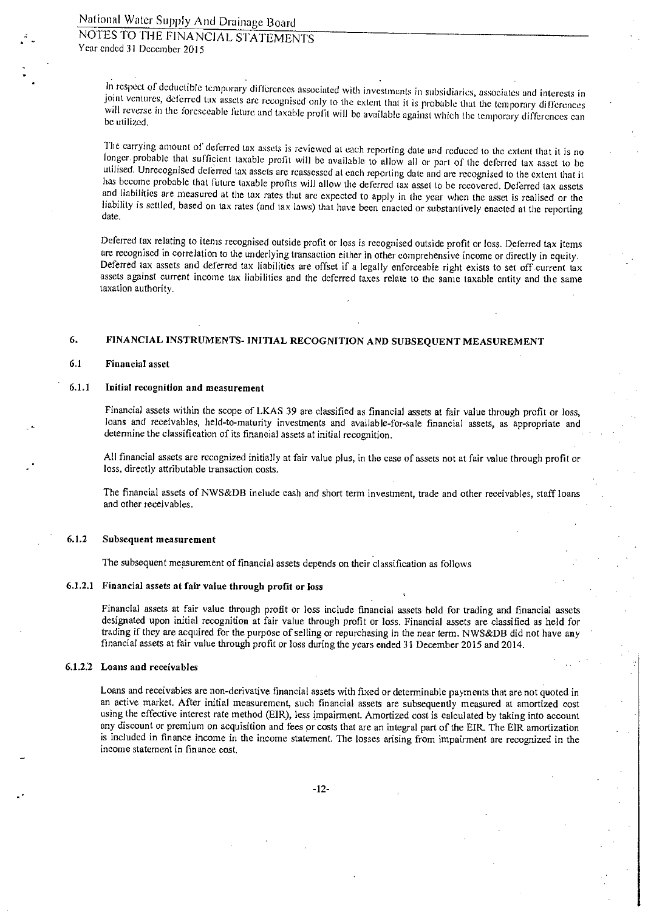In respect of deductible temporary differences associated with investments in subsidiaries, associates and interests in joint ventures, deferred tax assets are recognised only to the extent that it is probable that the temporary differences will reverse in the foreseeable future and taxable profit will be available against which the temporary differences can be utilized.

The carrying amount of deferred tax assets is reviewed at each reporting date and reduced to the extent that it is no longer probable that sufficient taxable profit will be available to allow all or part of the deferred tax asset to be utilised. Unrecognised deferred tax assets are reassessed at each reporting date and are recognised to the extent that it has become probable that future taxable profits will allow the deferred tax asset to be recovered. Deferred tax assets and liabilities are measured at the tax rates that are expected to apply in the year when the asset is realised or the liability is settled, based on tax rates (and tax laws) that have been enacted or substantively enacted at the reporting date.

Deferred tax relating to items recognised outside profit or loss is recognised outside profit or loss. Deferred tax items are recognised in correlation to the underlying transaction either in other comprehensive income or directly in equity. Deferred tax assets and deferred tax liabilities are offset if a legally enforceable right exists to set off current tax assets against current income tax liabilities and the deferred taxes relate to the same taxable entity and the same taxation authority.

## 6. FINANCIAL INSTRUMENTS- INITIAL RECOGNITION AND SUBSEQUENT MEASUREMENT

### 6.1 Financial asset

#### 6.1.1 Initial recognition and measurement

Financial assets within the scope of LKAS 39 are classified as financial assets at fair value through profit or loss, loans and receivables, held-to-maturity investments and available-for-sale financial assets, as appropriate and determine the classification of its financial assets at initial recognition.

All financial assets are recognized initially at fair value plus, in the case of assets not at fair value through profit or loss, directly attributable transaction costs.

The financial assets of NWS&DB include cash and short term investment, trade and other receivables, staff loans and other receivables.

#### 6.1.2 Subsequent measurement

The subsequent measurement of financial assets depends on their classification as follows

##### 6.1.2.1 Financial assets at fair value through profit or loss

Financial assets at fair value through profit or loss include financial assets held for trading and financial assets designated upon initial recognition at fair value through profit or loss. Financial assets are classified as held for trading if they are acquired for the purpose of selling or repurchasing in the near term. NWS&DB did not have any financial assets at fair value through profit or loss during the years ended 31 December 2015 and 2014.

##### 6.1.2.2 Loans and receivables

Loans and receivables are non-derivative financial assets with fixed or determinable payments that are not quoted in an active market. After initial measurement, such financial assets are subsequently measured at amortized cost using the effective interest rate method (EIR), less impairment. Amortized cost is calculated by taking into account any discount or premium on acquisition and fees or costs that are an integral part of the EIR. The EIR amortization is included in finance income in the income statement. The losses arising from impairment are recognized in the income statement in finance cost.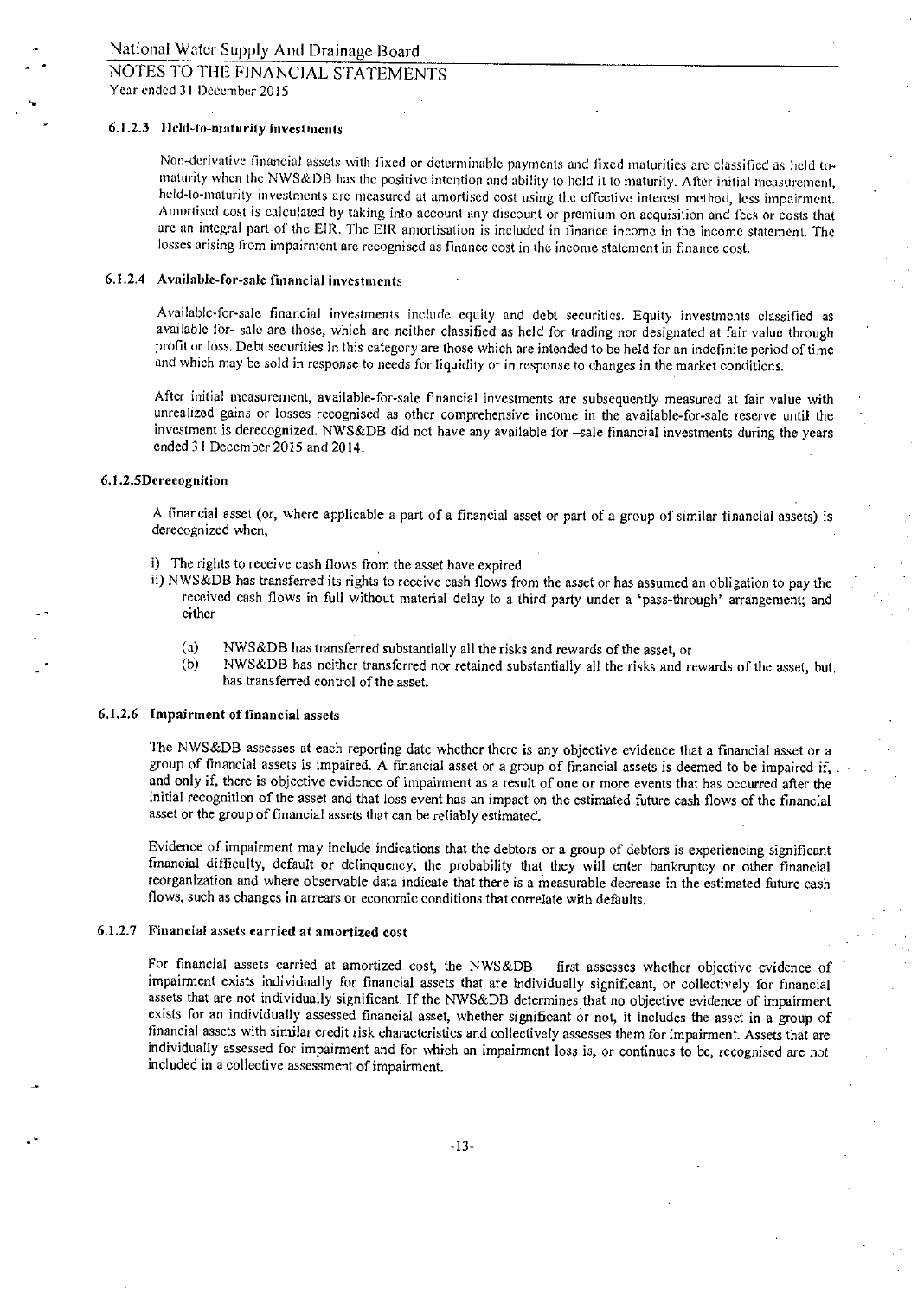#### 6.1.2.3 Held-to-maturity investments

Non-derivative financial assets with fixed or determinable payments and fixed maturities are classified as held to-maturity when the NWS&DB has the positive intention and ability to hold it to maturity. After initial measurement, held-to-maturity investments are measured at amortised cost using the effective interest method, less impairment. Amortised cost is calculated by taking into account any discount or premium on acquisition and fees or costs that are an integral part of the EIR. The EIR amortisation is included in finance income in the income statement. The losses arising from impairment are recognised as finance cost in the income statement in finance cost.

#### 6.1.2.4 Available-for-sale financial investments

Available-for-sale financial investments include equity and debt securities. Equity investments classified as available for- sale are those, which are neither classified as held for trading nor designated at fair value through profit or loss. Debt securities in this category are those which are intended to be held for an indefinite period of time and which may be sold in response to needs for liquidity or in response to changes in the market conditions.

After initial measurement, available-for-sale financial investments are subsequently measured at fair value with unrealized gains or losses recognised as other comprehensive income in the available-for-sale reserve until the investment is derecognized. NWS&DB did not have any available for –sale financial investments during the years ended 31 December 2015 and 2014.

#### 6.1.2.5Derecognition

A financial asset (or, where applicable a part of a financial asset or part of a group of similar financial assets) is derecognized when,

i) The rights to receive cash flows from the asset have expired
ii) NWS&DB has transferred its rights to receive cash flows from the asset or has assumed an obligation to pay the received cash flows in full without material delay to a third party under a 'pass-through' arrangement; and either

  (a) NWS&DB has transferred substantially all the risks and rewards of the asset, or
  (b) NWS&DB has neither transferred nor retained substantially all the risks and rewards of the asset, but has transferred control of the asset.

#### 6.1.2.6 Impairment of financial assets

The NWS&DB assesses at each reporting date whether there is any objective evidence that a financial asset or a group of financial assets is impaired. A financial asset or a group of financial assets is deemed to be impaired if, and only if, there is objective evidence of impairment as a result of one or more events that has occurred after the initial recognition of the asset and that loss event has an impact on the estimated future cash flows of the financial asset or the group of financial assets that can be reliably estimated.

Evidence of impairment may include indications that the debtors or a group of debtors is experiencing significant financial difficulty, default or delinquency, the probability that they will enter bankruptcy or other financial reorganization and where observable data indicate that there is a measurable decrease in the estimated future cash flows, such as changes in arrears or economic conditions that correlate with defaults.

#### 6.1.2.7 Financial assets carried at amortized cost

For financial assets carried at amortized cost, the NWS&DB first assesses whether objective evidence of impairment exists individually for financial assets that are individually significant, or collectively for financial assets that are not individually significant. If the NWS&DB determines that no objective evidence of impairment exists for an individually assessed financial asset, whether significant or not, it includes the asset in a group of financial assets with similar credit risk characteristics and collectively assesses them for impairment. Assets that are individually assessed for impairment and for which an impairment loss is, or continues to be, recognised are not included in a collective assessment of impairment.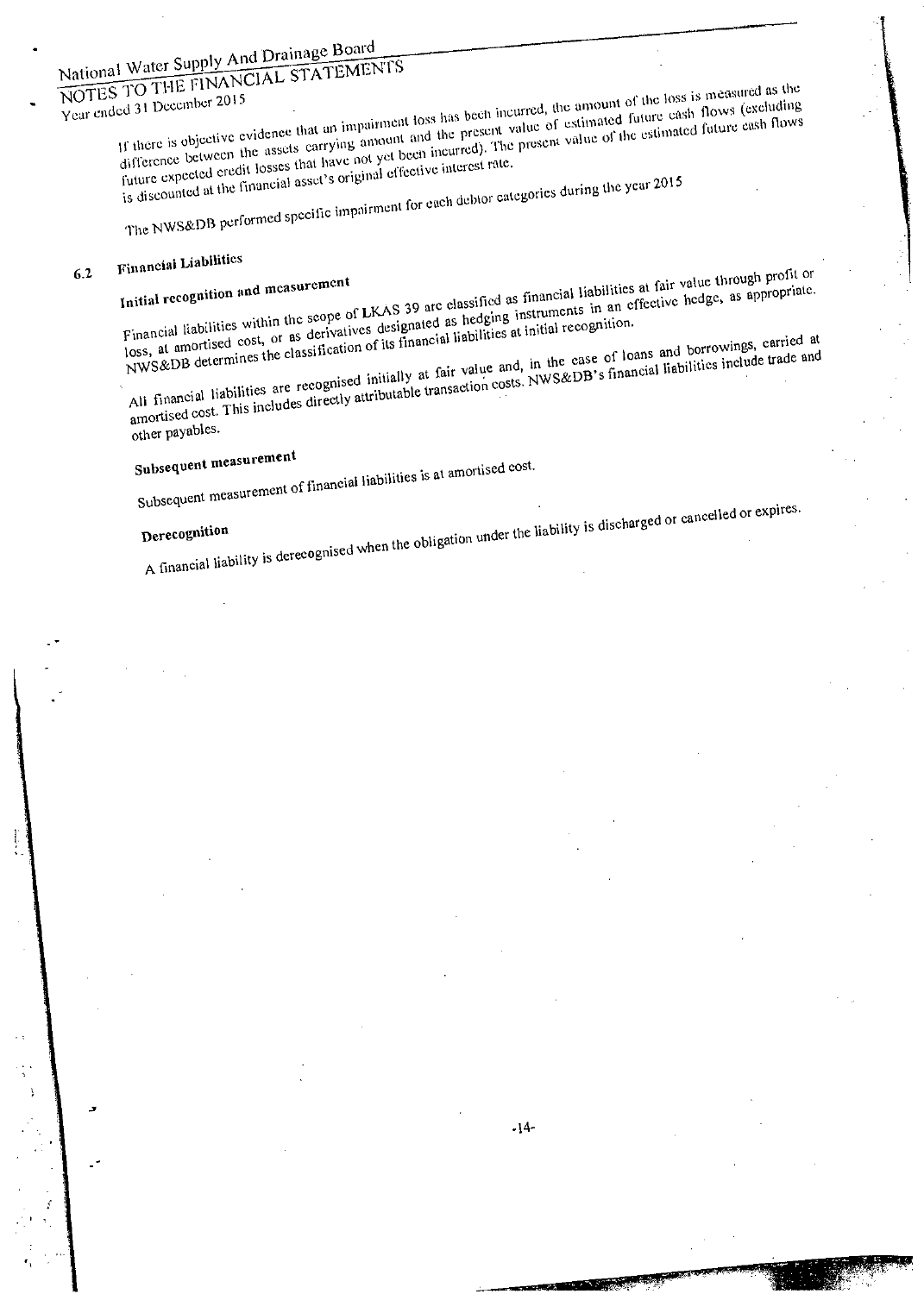If there is objective evidence that an impairment loss has been incurred, the amount of the loss is measured as the difference between the assets carrying amount and the present value of estimated future cash flows (excluding future expected credit losses that have not yet been incurred). The present value of the estimated future cash flows is discounted at the financial asset's original effective interest rate.

The NWS&DB performed specific impairment for each debtor categories during the year 2015

## 6.2 Financial Liabilities

### Initial recognition and measurement

Financial liabilities within the scope of LKAS 39 are classified as financial liabilities at fair value through profit or loss, at amortised cost, or as derivatives designated as hedging instruments in an effective hedge, as appropriate. NWS&DB determines the classification of its financial liabilities at initial recognition.

All financial liabilities are recognised initially at fair value and, in the case of loans and borrowings, carried at amortised cost. This includes directly attributable transaction costs. NWS&DB's financial liabilities include trade and other payables.

### Subsequent measurement

Subsequent measurement of financial liabilities is at amortised cost.

### Derecognition

A financial liability is derecognised when the obligation under the liability is discharged or cancelled or expires.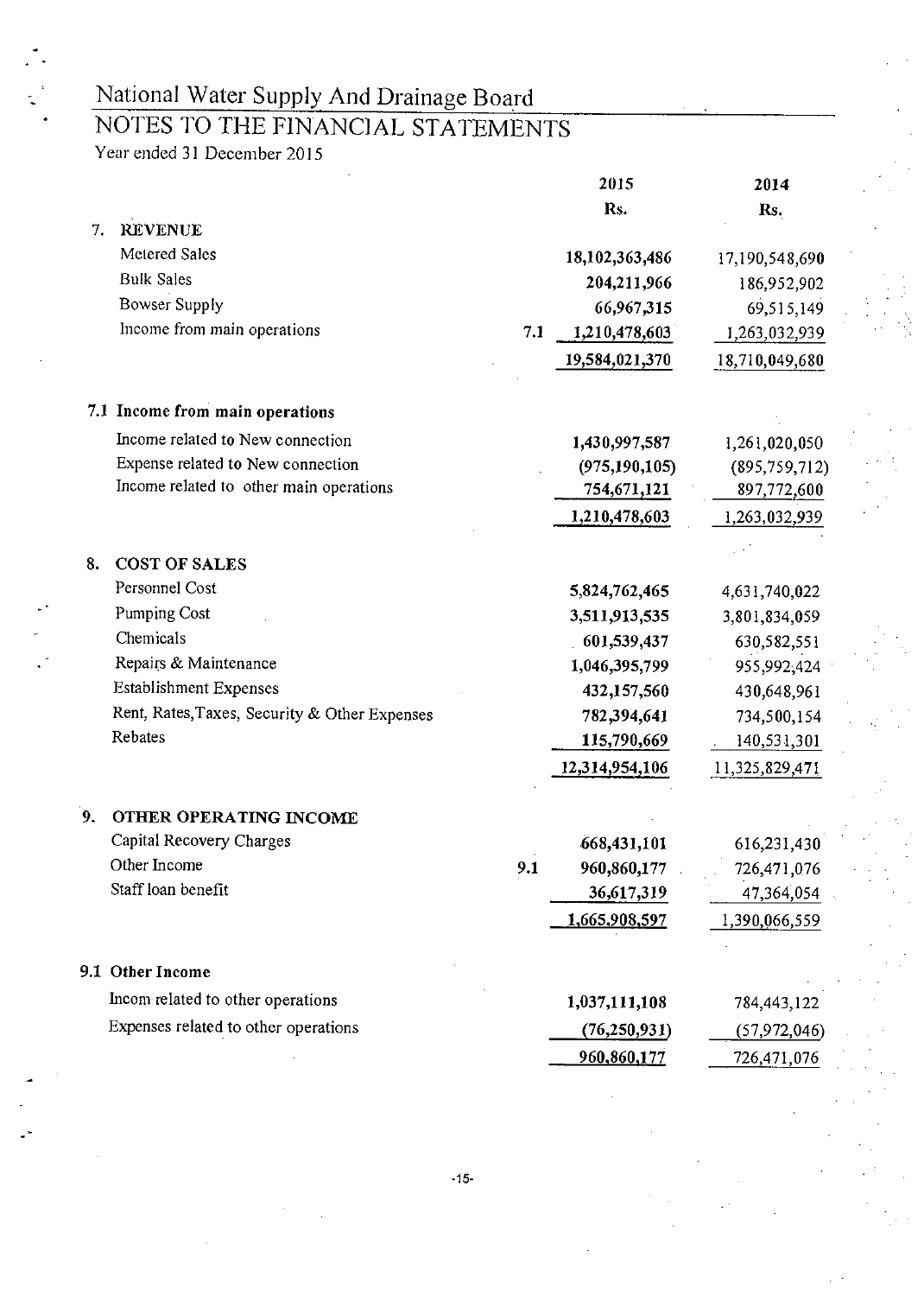# National Water Supply And Drainage Board

## NOTES TO THE FINANCIAL STATEMENTS

Year ended 31 December 2015

| | | 2015 | 2014 |
|---|---|---|---|
| | | Rs. | Rs. |
| **7. REVENUE** | | | |
| Metered Sales | | 18,102,363,486 | 17,190,548,690 |
| Bulk Sales | | 204,211,966 | 186,952,902 |
| Bowser Supply | | 66,967,315 | 69,515,149 |
| Income from main operations | 7.1 | 1,210,478,603 | 1,263,032,939 |
| | | 19,584,021,370 | 18,710,049,680 |
| **7.1 Income from main operations** | | | |
| Income related to New connection | | 1,430,997,587 | 1,261,020,050 |
| Expense related to New connection | | (975,190,105) | (895,759,712) |
| Income related to other main operations | | 754,671,121 | 897,772,600 |
| | | 1,210,478,603 | 1,263,032,939 |
| **8. COST OF SALES** | | | |
| Personnel Cost | | 5,824,762,465 | 4,631,740,022 |
| Pumping Cost | | 3,511,913,535 | 3,801,834,059 |
| Chemicals | | 601,539,437 | 630,582,551 |
| Repairs & Maintenance | | 1,046,395,799 | 955,992,424 |
| Establishment Expenses | | 432,157,560 | 430,648,961 |
| Rent, Rates,Taxes, Security & Other Expenses | | 782,394,641 | 734,500,154 |
| Rebates | | 115,790,669 | 140,531,301 |
| | | 12,314,954,106 | 11,325,829,471 |
| **9. OTHER OPERATING INCOME** | | | |
| Capital Recovery Charges | | 668,431,101 | 616,231,430 |
| Other Income | 9.1 | 960,860,177 | 726,471,076 |
| Staff loan benefit | | 36,617,319 | 47,364,054 |
| | | 1,665,908,597 | 1,390,066,559 |
| **9.1 Other Income** | | | |
| Incom related to other operations | | 1,037,111,108 | 784,443,122 |
| Expenses related to other operations | | (76,250,931) | (57,972,046) |
| | | 960,860,177 | 726,471,076 |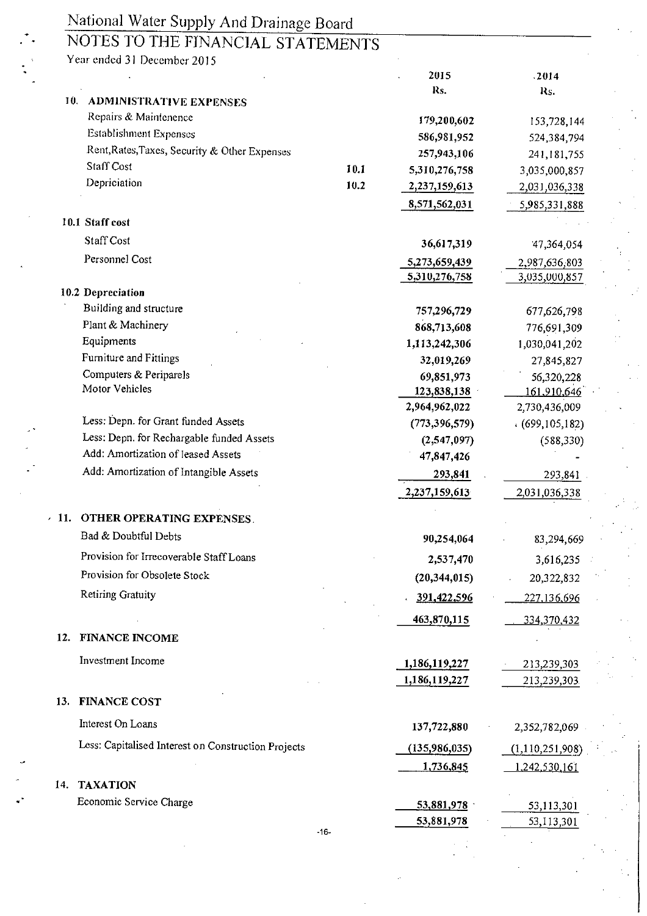# National Water Supply And Drainage Board

## NOTES TO THE FINANCIAL STATEMENTS

Year ended 31 December 2015

| | Note | 2015 Rs. | 2014 Rs. |
|---|---|---|---|
| **10. ADMINISTRATIVE EXPENSES** | | | |
| Repairs & Maintenence | | 179,200,602 | 153,728,144 |
| Establishment Expenses | | 586,981,952 | 524,384,794 |
| Rent,Rates,Taxes, Security & Other Expenses | | 257,943,106 | 241,181,755 |
| Staff Cost | 10.1 | 5,310,276,758 | 3,035,000,857 |
| Depriciation | 10.2 | 2,237,159,613 | 2,031,036,338 |
| | | 8,571,562,031 | 5,985,331,888 |
| **10.1 Staff cost** | | | |
| Staff Cost | | 36,617,319 | 47,364,054 |
| Personnel Cost | | 5,273,659,439 | 2,987,636,803 |
| | | 5,310,276,758 | 3,035,000,857 |
| **10.2 Depreciation** | | | |
| Building and structure | | 757,296,729 | 677,626,798 |
| Plant & Machinery | | 868,713,608 | 776,691,309 |
| Equipments | | 1,113,242,306 | 1,030,041,202 |
| Furniture and Fittings | | 32,019,269 | 27,845,827 |
| Computers & Periparels | | 69,851,973 | 56,320,228 |
| Motor Vehicles | | 123,838,138 | 161,910,646 |
| | | 2,964,962,022 | 2,730,436,009 |
| Less: Depn. for Grant funded Assets | | (773,396,579) | (699,105,182) |
| Less: Depn. for Rechargable funded Assets | | (2,547,097) | (588,330) |
| Add: Amortization of leased Assets | | 47,847,426 | - |
| Add: Amortization of Intangible Assets | | 293,841 | 293,841 |
| | | 2,237,159,613 | 2,031,036,338 |
| **11. OTHER OPERATING EXPENSES** | | | |
| Bad & Doubtful Debts | | 90,254,064 | 83,294,669 |
| Provision for Irrecoverable Staff Loans | | 2,537,470 | 3,616,235 |
| Provision for Obsolete Stock | | (20,344,015) | 20,322,832 |
| Retiring Gratuity | | 391,422,596 | 227,136,696 |
| | | 463,870,115 | 334,370,432 |
| **12. FINANCE INCOME** | | | |
| Investment Income | | 1,186,119,227 | 213,239,303 |
| | | 1,186,119,227 | 213,239,303 |
| **13. FINANCE COST** | | | |
| Interest On Loans | | 137,722,880 | 2,352,782,069 |
| Less: Capitalised Interest on Construction Projects | | (135,986,035) | (1,110,251,908) |
| | | 1,736,845 | 1,242,530,161 |
| **14. TAXATION** | | | |
| Economic Service Charge | | 53,881,978 | 53,113,301 |
| | | 53,881,978 | 53,113,301 |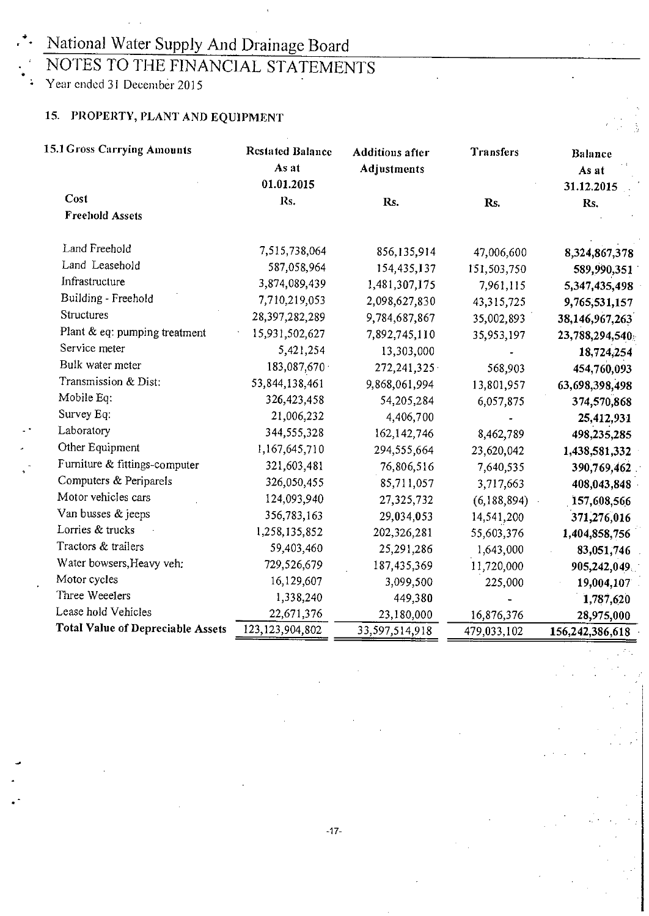# National Water Supply And Drainage Board

## NOTES TO THE FINANCIAL STATEMENTS

Year ended 31 December 2015

### 15. PROPERTY, PLANT AND EQUIPMENT

| 15.1 Gross Carrying Amounts | Restated Balance As at 01.01.2015 | Additions after Adjustments | Transfers | Balance As at 31.12.2015 |
|---|---|---|---|---|
| **Cost** | Rs. | Rs. | Rs. | Rs. |
| **Freehold Assets** | | | | |
| Land Freehold | 7,515,738,064 | 856,135,914 | 47,006,600 | **8,324,867,378** |
| Land Leasehold | 587,058,964 | 154,435,137 | 151,503,750 | **589,990,351** |
| Infrastructure | 3,874,089,439 | 1,481,307,175 | 7,961,115 | **5,347,435,498** |
| Building - Freehold | 7,710,219,053 | 2,098,627,830 | 43,315,725 | **9,765,531,157** |
| Structures | 28,397,282,289 | 9,784,687,867 | 35,002,893 | **38,146,967,263** |
| Plant & eq: pumping treatment | 15,931,502,627 | 7,892,745,110 | 35,953,197 | **23,788,294,540** |
| Service meter | 5,421,254 | 13,303,000 | - | **18,724,254** |
| Bulk water meter | 183,087,670 | 272,241,325 | 568,903 | **454,760,093** |
| Transmission & Dist: | 53,844,138,461 | 9,868,061,994 | 13,801,957 | **63,698,398,498** |
| Mobile Eq: | 326,423,458 | 54,205,284 | 6,057,875 | **374,570,868** |
| Survey Eq: | 21,006,232 | 4,406,700 | - | **25,412,931** |
| Laboratory | 344,555,328 | 162,142,746 | 8,462,789 | **498,235,285** |
| Other Equipment | 1,167,645,710 | 294,555,664 | 23,620,042 | **1,438,581,332** |
| Furniture & fittings-computer | 321,603,481 | 76,806,516 | 7,640,535 | **390,769,462** |
| Computers & Periparels | 326,050,455 | 85,711,057 | 3,717,663 | **408,043,848** |
| Motor vehicles cars | 124,093,940 | 27,325,732 | (6,188,894) | **157,608,566** |
| Van busses & jeeps | 356,783,163 | 29,034,053 | 14,541,200 | **371,276,016** |
| Lorries & trucks | 1,258,135,852 | 202,326,281 | 55,603,376 | **1,404,858,756** |
| Tractors & trailers | 59,403,460 | 25,291,286 | 1,643,000 | **83,051,746** |
| Water bowsers,Heavy veh: | 729,526,679 | 187,435,369 | 11,720,000 | **905,242,049** |
| Motor cycles | 16,129,607 | 3,099,500 | 225,000 | **19,004,107** |
| Three Weeelers | 1,338,240 | 449,380 | - | **1,787,620** |
| Lease hold Vehicles | 22,671,376 | 23,180,000 | 16,876,376 | **28,975,000** |
| **Total Value of Depreciable Assets** | 123,123,904,802 | 33,597,514,918 | 479,033,102 | **156,242,386,618** |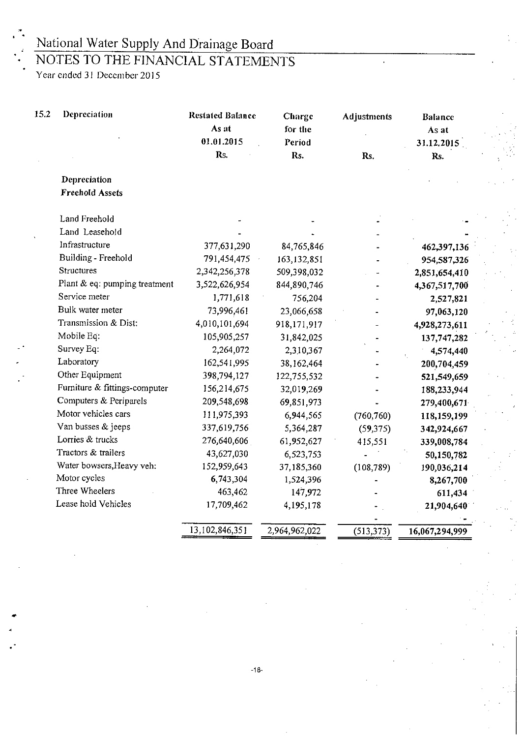# National Water Supply And Drainage Board

## NOTES TO THE FINANCIAL STATEMENTS

Year ended 31 December 2015

| 15.2 Depreciation | Restated Balance As at 01.01.2015 Rs. | Charge for the Period Rs. | Adjustments Rs. | Balance As at 31.12.2015 Rs. |
|---|---|---|---|---|
| **Depreciation** | | | | |
| **Freehold Assets** | | | | |
| Land Freehold | - | - | - | - |
| Land Leasehold | - | - | - | - |
| Infrastructure | 377,631,290 | 84,765,846 | - | 462,397,136 |
| Building - Freehold | 791,454,475 | 163,132,851 | - | 954,587,326 |
| Structures | 2,342,256,378 | 509,398,032 | - | 2,851,654,410 |
| Plant & eq: pumping treatment | 3,522,626,954 | 844,890,746 | - | 4,367,517,700 |
| Service meter | 1,771,618 | 756,204 | - | 2,527,821 |
| Bulk water meter | 73,996,461 | 23,066,658 | - | 97,063,120 |
| Transmission & Dist: | 4,010,101,694 | 918,171,917 | - | 4,928,273,611 |
| Mobile Eq: | 105,905,257 | 31,842,025 | - | 137,747,282 |
| Survey Eq: | 2,264,072 | 2,310,367 | - | 4,574,440 |
| Laboratory | 162,541,995 | 38,162,464 | - | 200,704,459 |
| Other Equipment | 398,794,127 | 122,755,532 | - | 521,549,659 |
| Furniture & fittings-computer | 156,214,675 | 32,019,269 | - | 188,233,944 |
| Computers & Periparels | 209,548,698 | 69,851,973 | - | 279,400,671 |
| Motor vehicles cars | 111,975,393 | 6,944,565 | (760,760) | 118,159,199 |
| Van busses & jeeps | 337,619,756 | 5,364,287 | (59,375) | 342,924,667 |
| Lorries & trucks | 276,640,606 | 61,952,627 | 415,551 | 339,008,784 |
| Tractors & trailers | 43,627,030 | 6,523,753 | - | 50,150,782 |
| Water bowsers,Heavy veh: | 152,959,643 | 37,185,360 | (108,789) | 190,036,214 |
| Motor cycles | 6,743,304 | 1,524,396 | - | 8,267,700 |
| Three Wheelers | 463,462 | 147,972 | - | 611,434 |
| Lease hold Vehicles | 17,709,462 | 4,195,178 | - | 21,904,640 |
| | | | - | - |
| | 13,102,846,351 | 2,964,962,022 | (513,373) | 16,067,294,999 |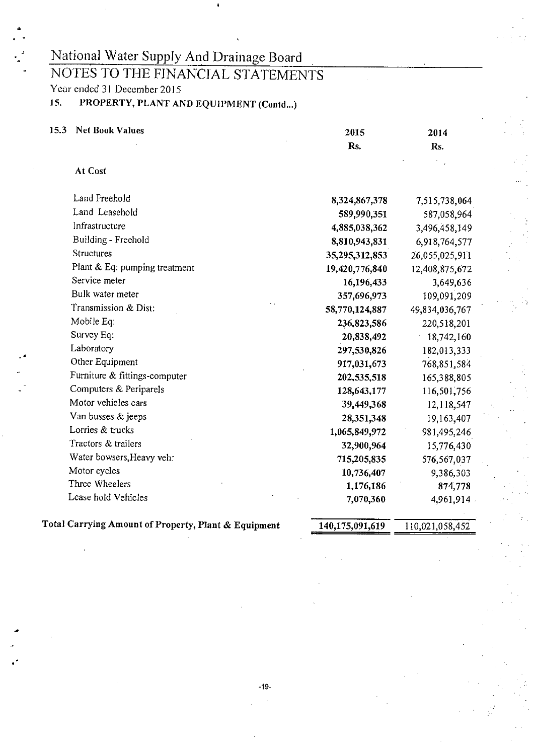# National Water Supply And Drainage Board

## NOTES TO THE FINANCIAL STATEMENTS

Year ended 31 December 2015

### 15. PROPERTY, PLANT AND EQUIPMENT (Contd...)

| 15.3 Net Book Values | 2015 Rs. | 2014 Rs. |
|---|---|---|
| **At Cost** | | |
| Land Freehold | 8,324,867,378 | 7,515,738,064 |
| Land Leasehold | 589,990,351 | 587,058,964 |
| Infrastructure | 4,885,038,362 | 3,496,458,149 |
| Building - Freehold | 8,810,943,831 | 6,918,764,577 |
| Structures | 35,295,312,853 | 26,055,025,911 |
| Plant & Eq: pumping treatment | 19,420,776,840 | 12,408,875,672 |
| Service meter | 16,196,433 | 3,649,636 |
| Bulk water meter | 357,696,973 | 109,091,209 |
| Transmission & Dist: | 58,770,124,887 | 49,834,036,767 |
| Mobile Eq: | 236,823,586 | 220,518,201 |
| Survey Eq: | 20,838,492 | 18,742,160 |
| Laboratory | 297,530,826 | 182,013,333 |
| Other Equipment | 917,031,673 | 768,851,584 |
| Furniture & fittings-computer | 202,535,518 | 165,388,805 |
| Computers & Periparels | 128,643,177 | 116,501,756 |
| Motor vehicles cars | 39,449,368 | 12,118,547 |
| Van busses & jeeps | 28,351,348 | 19,163,407 |
| Lorries & trucks | 1,065,849,972 | 981,495,246 |
| Tractors & trailers | 32,900,964 | 15,776,430 |
| Water bowsers,Heavy veh: | 715,205,835 | 576,567,037 |
| Motor cycles | 10,736,407 | 9,386,303 |
| Three Wheelers | 1,176,186 | 874,778 |
| Lease hold Vehicles | 7,070,360 | 4,961,914 |
| **Total Carrying Amount of Property, Plant & Equipment** | 140,175,091,619 | 110,021,058,452 |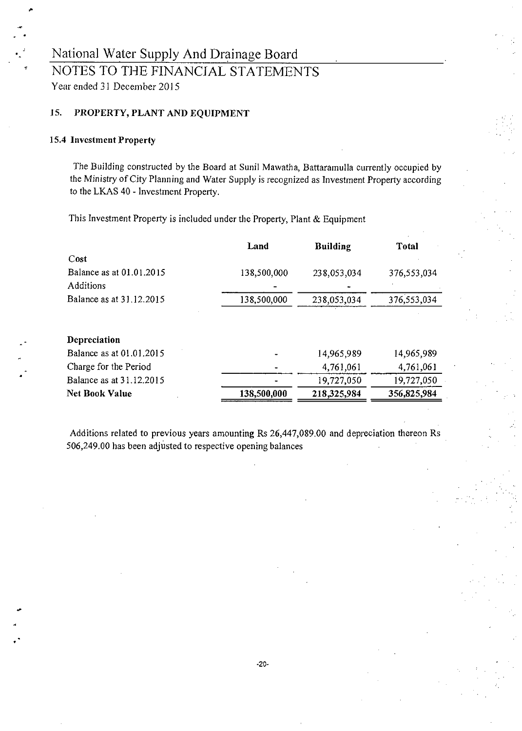National Water Supply And Drainage Board

NOTES TO THE FINANCIAL STATEMENTS

Year ended 31 December 2015

## 15. PROPERTY, PLANT AND EQUIPMENT

### 15.4 Investment Property

The Building constructed by the Board at Sunil Mawatha, Battaramulla currently occupied by the Ministry of City Planning and Water Supply is recognized as Investment Property according to the LKAS 40 - Investment Property.

This Investment Property is included under the Property, Plant & Equipment

| | Land | Building | Total |
|---|---|---|---|
| Cost | | | |
| Balance as at 01.01.2015 | 138,500,000 | 238,053,034 | 376,553,034 |
| Additions | - | - | |
| Balance as at 31.12.2015 | 138,500,000 | 238,053,034 | 376,553,034 |
| | | | |
| **Depreciation** | | | |
| Balance as at 01.01.2015 | - | 14,965,989 | 14,965,989 |
| Charge for the Period | - | 4,761,061 | 4,761,061 |
| Balance as at 31.12.2015 | - | 19,727,050 | 19,727,050 |
| **Net Book Value** | **138,500,000** | **218,325,984** | **356,825,984** |

Additions related to previous years amounting Rs 26,447,089.00 and depreciation thereon Rs 506,249.00 has been adjusted to respective opening balances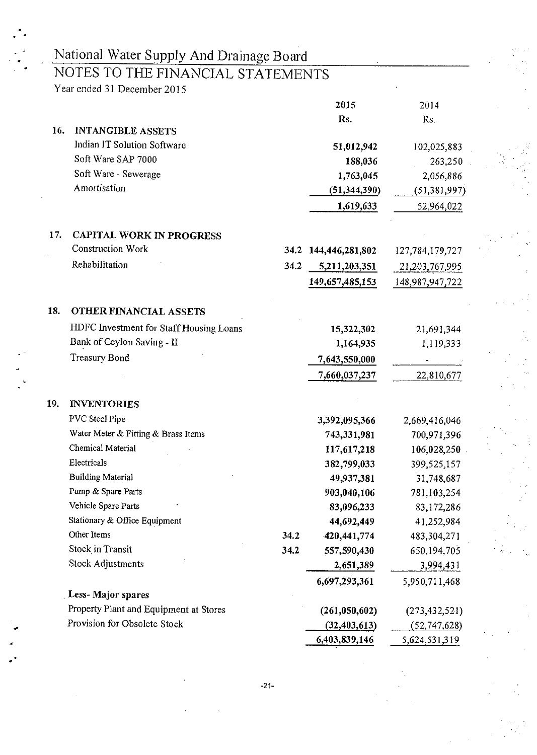# National Water Supply And Drainage Board

## NOTES TO THE FINANCIAL STATEMENTS

Year ended 31 December 2015

| | | Note | 2015 Rs. | 2014 Rs. |
|---|---|---|---|---|
| **16.** | **INTANGIBLE ASSETS** | | | |
| | Indian IT Solution Software | | **51,012,942** | 102,025,883 |
| | Soft Ware SAP 7000 | | **188,036** | 263,250 |
| | Soft Ware - Sewerage | | **1,763,045** | 2,056,886 |
| | Amortisation | | **(51,344,390)** | (51,381,997) |
| | | | **1,619,633** | 52,964,022 |
| **17.** | **CAPITAL WORK IN PROGRESS** | | | |
| | Construction Work | 34.2 | **144,446,281,802** | 127,784,179,727 |
| | Rehabilitation | 34.2 | **5,211,203,351** | 21,203,767,995 |
| | | | **149,657,485,153** | 148,987,947,722 |
| **18.** | **OTHER FINANCIAL ASSETS** | | | |
| | HDFC Investment for Staff Housing Loans | | **15,322,302** | 21,691,344 |
| | Bank of Ceylon Saving - II | | **1,164,935** | 1,119,333 |
| | Treasury Bond | | **7,643,550,000** | - |
| | | | **7,660,037,237** | 22,810,677 |
| **19.** | **INVENTORIES** | | | |
| | PVC Steel Pipe | | **3,392,095,366** | 2,669,416,046 |
| | Water Meter & Fitting & Brass Items | | **743,331,981** | 700,971,396 |
| | Chemical Material | | **117,617,218** | 106,028,250 |
| | Electricals | | **382,799,033** | 399,525,157 |
| | Building Material | | **49,937,381** | 31,748,687 |
| | Pump & Spare Parts | | **903,040,106** | 781,103,254 |
| | Vehicle Spare Parts | | **83,096,233** | 83,172,286 |
| | Stationary & Office Equipment | | **44,692,449** | 41,252,984 |
| | Other Items | 34.2 | **420,441,774** | 483,304,271 |
| | Stock in Transit | 34.2 | **557,590,430** | 650,194,705 |
| | Stock Adjustments | | **2,651,389** | 3,994,431 |
| | | | **6,697,293,361** | 5,950,711,468 |
| | **Less- Major spares** | | | |
| | Property Plant and Equipment at Stores | | **(261,050,602)** | (273,432,521) |
| | Provision for Obsolete Stock | | **(32,403,613)** | (52,747,628) |
| | | | **6,403,839,146** | 5,624,531,319 |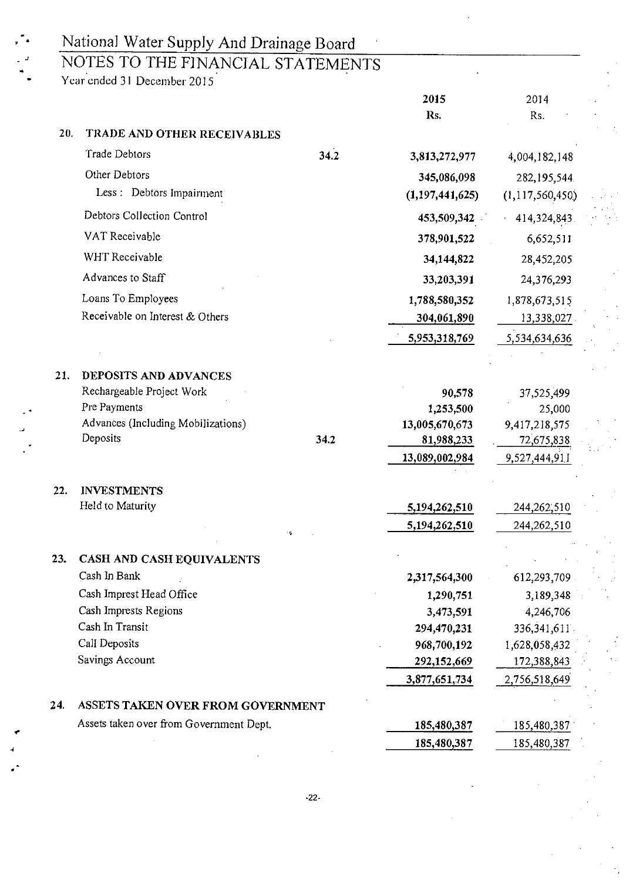National Water Supply And Drainage Board

# NOTES TO THE FINANCIAL STATEMENTS

Year ended 31 December 2015

| | | | 2015 | 2014 |
|---|---|---|---|---|
| | | | Rs. | Rs. |
| **20.** | **TRADE AND OTHER RECEIVABLES** | | | |
| | Trade Debtors | 34.2 | 3,813,272,977 | 4,004,182,148 |
| | Other Debtors | | 345,086,098 | 282,195,544 |
| | Less : Debtors Impairment | | (1,197,441,625) | (1,117,560,450) |
| | Debtors Collection Control | | 453,509,342 | 414,324,843 |
| | VAT Receivable | | 378,901,522 | 6,652,511 |
| | WHT Receivable | | 34,144,822 | 28,452,205 |
| | Advances to Staff | | 33,203,391 | 24,376,293 |
| | Loans To Employees | | 1,788,580,352 | 1,878,673,515 |
| | Receivable on Interest & Others | | 304,061,890 | 13,338,027 |
| | | | 5,953,318,769 | 5,534,634,636 |
| **21.** | **DEPOSITS AND ADVANCES** | | | |
| | Rechargeable Project Work | | 90,578 | 37,525,499 |
| | Pre Payments | | 1,253,500 | 25,000 |
| | Advances (Including Mobilizations) | | 13,005,670,673 | 9,417,218,575 |
| | Deposits | 34.2 | 81,988,233 | 72,675,838 |
| | | | 13,089,002,984 | 9,527,444,911 |
| **22.** | **INVESTMENTS** | | | |
| | Held to Maturity | | 5,194,262,510 | 244,262,510 |
| | | | 5,194,262,510 | 244,262,510 |
| **23.** | **CASH AND CASH EQUIVALENTS** | | | |
| | Cash In Bank | | 2,317,564,300 | 612,293,709 |
| | Cash Imprest Head Office | | 1,290,751 | 3,189,348 |
| | Cash Imprests Regions | | 3,473,591 | 4,246,706 |
| | Cash In Transit | | 294,470,231 | 336,341,611 |
| | Call Deposits | | 968,700,192 | 1,628,058,432 |
| | Savings Account | | 292,152,669 | 172,388,843 |
| | | | 3,877,651,734 | 2,756,518,649 |
| **24.** | **ASSETS TAKEN OVER FROM GOVERNMENT** | | | |
| | Assets taken over from Government Dept. | | 185,480,387 | 185,480,387 |
| | | | 185,480,387 | 185,480,387 |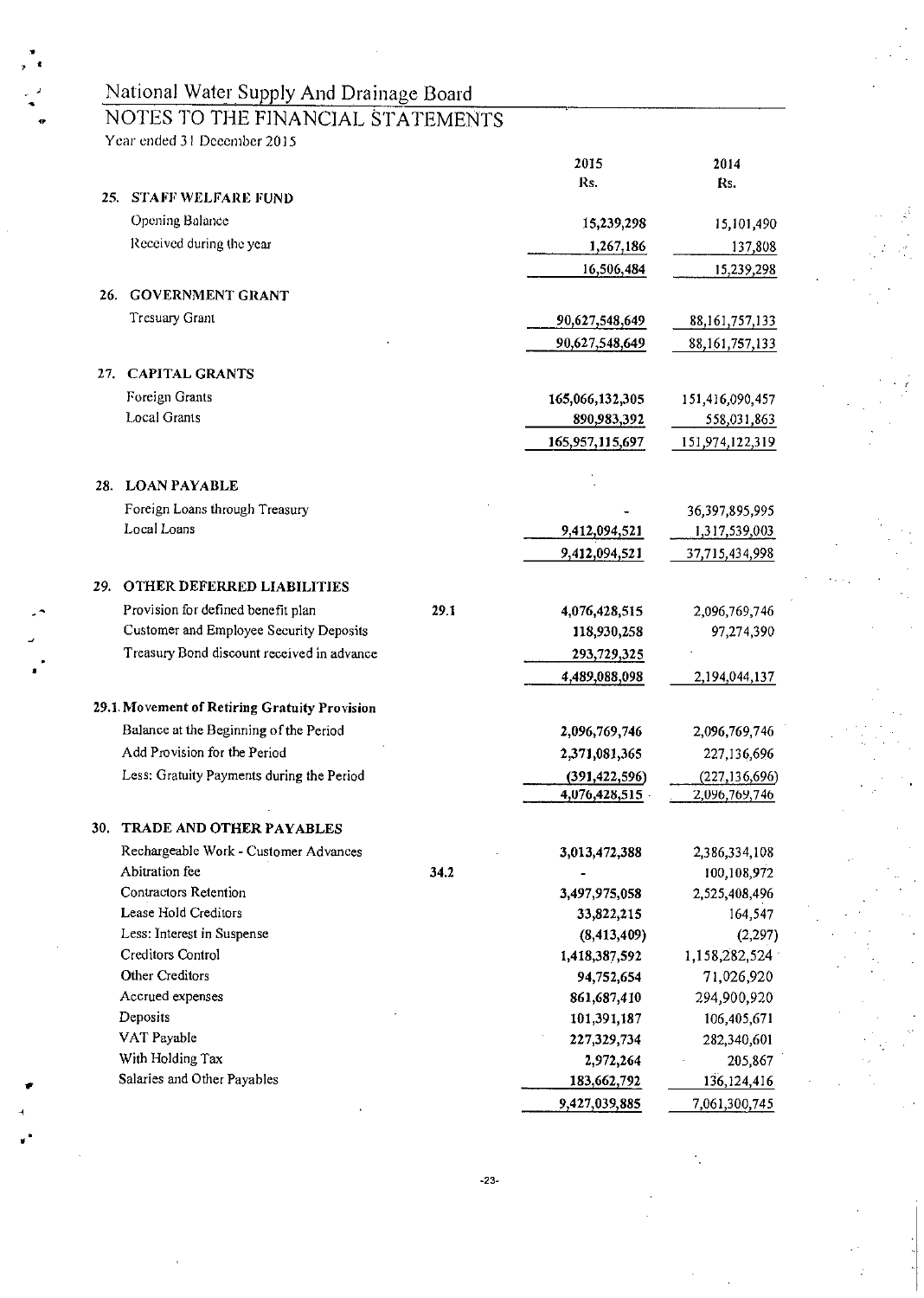National Water Supply And Drainage Board

## NOTES TO THE FINANCIAL STATEMENTS

Year ended 31 December 2015

| | | 2015 | 2014 |
|---|---|---|---|
| | | Rs. | Rs. |
| **25. STAFF WELFARE FUND** | | | |
| Opening Balance | | 15,239,298 | 15,101,490 |
| Received during the year | | 1,267,186 | 137,808 |
| | | 16,506,484 | 15,239,298 |
| **26. GOVERNMENT GRANT** | | | |
| Tresuary Grant | | 90,627,548,649 | 88,161,757,133 |
| | | 90,627,548,649 | 88,161,757,133 |
| **27. CAPITAL GRANTS** | | | |
| Foreign Grants | | 165,066,132,305 | 151,416,090,457 |
| Local Grants | | 890,983,392 | 558,031,863 |
| | | 165,957,115,697 | 151,974,122,319 |
| **28. LOAN PAYABLE** | | | |
| Foreign Loans through Treasury | | - | 36,397,895,995 |
| Local Loans | | 9,412,094,521 | 1,317,539,003 |
| | | 9,412,094,521 | 37,715,434,998 |
| **29. OTHER DEFERRED LIABILITIES** | | | |
| Provision for defined benefit plan | 29.1 | 4,076,428,515 | 2,096,769,746 |
| Customer and Employee Security Deposits | | 118,930,258 | 97,274,390 |
| Treasury Bond discount received in advance | | 293,729,325 | - |
| | | 4,489,088,098 | 2,194,044,137 |
| **29.1. Movement of Retiring Gratuity Provision** | | | |
| Balance at the Beginning of the Period | | 2,096,769,746 | 2,096,769,746 |
| Add Provision for the Period | | 2,371,081,365 | 227,136,696 |
| Less: Gratuity Payments during the Period | | (391,422,596) | (227,136,696) |
| | | 4,076,428,515 | 2,096,769,746 |
| **30. TRADE AND OTHER PAYABLES** | | | |
| Rechargeable Work - Customer Advances | | 3,013,472,388 | 2,386,334,108 |
| Abitration fee | 34.2 | - | 100,108,972 |
| Contractors Retention | | 3,497,975,058 | 2,525,408,496 |
| Lease Hold Creditors | | 33,822,215 | 164,547 |
| Less: Interest in Suspense | | (8,413,409) | (2,297) |
| Creditors Control | | 1,418,387,592 | 1,158,282,524 |
| Other Creditors | | 94,752,654 | 71,026,920 |
| Accrued expenses | | 861,687,410 | 294,900,920 |
| Deposits | | 101,391,187 | 106,405,671 |
| VAT Payable | | 227,329,734 | 282,340,601 |
| With Holding Tax | | 2,972,264 | 205,867 |
| Salaries and Other Payables | | 183,662,792 | 136,124,416 |
| | | 9,427,039,885 | 7,061,300,745 |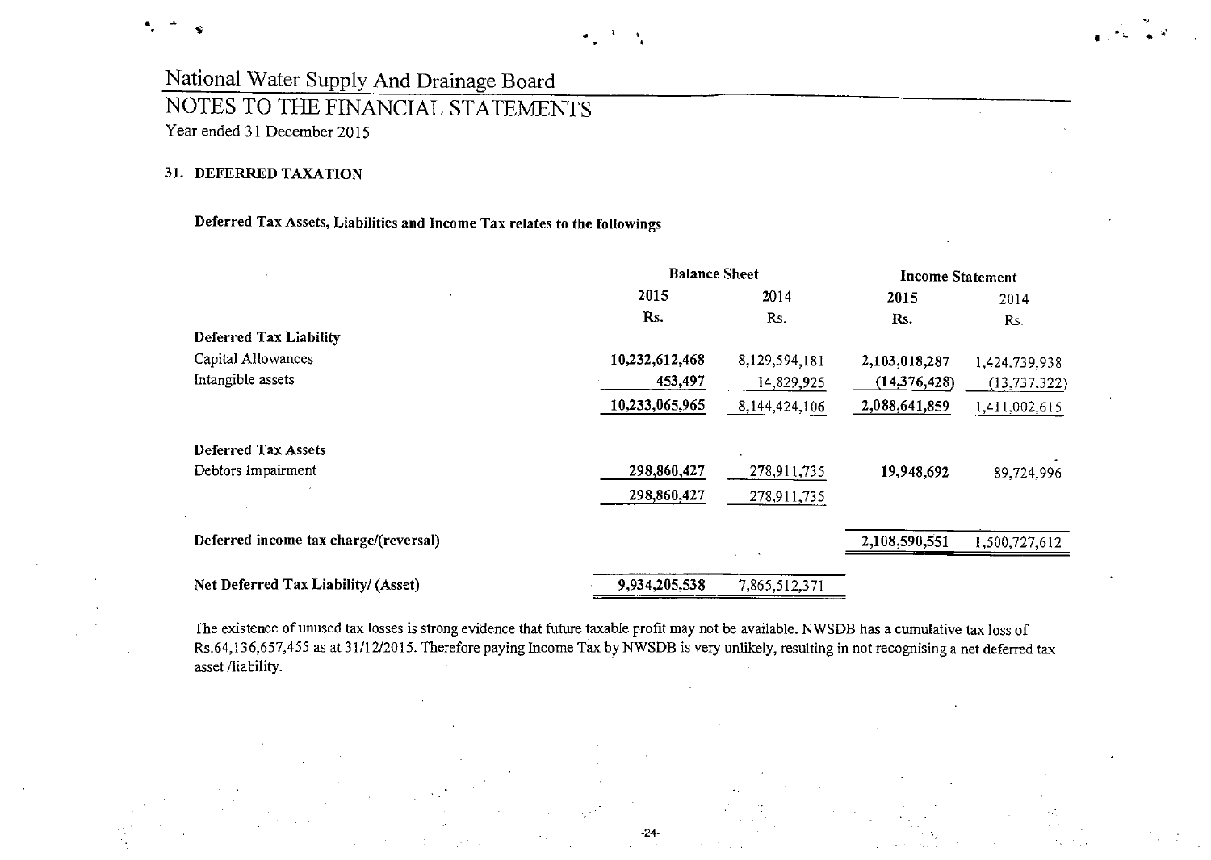National Water Supply And Drainage Board

# NOTES TO THE FINANCIAL STATEMENTS

Year ended 31 December 2015

### 31. DEFERRED TAXATION

**Deferred Tax Assets, Liabilities and Income Tax relates to the followings**

| | Balance Sheet | | Income Statement | |
|---|---|---|---|---|
| | **2015** | 2014 | **2015** | 2014 |
| | **Rs.** | Rs. | **Rs.** | Rs. |
| **Deferred Tax Liability** | | | | |
| Capital Allowances | **10,232,612,468** | 8,129,594,181 | **2,103,018,287** | 1,424,739,938 |
| Intangible assets | **453,497** | 14,829,925 | **(14,376,428)** | (13,737,322) |
| | **10,233,065,965** | 8,144,424,106 | **2,088,641,859** | 1,411,002,615 |
| **Deferred Tax Assets** | | | | |
| Debtors Impairment | **298,860,427** | 278,911,735 | **19,948,692** | 89,724,996 |
| | **298,860,427** | 278,911,735 | | |
| **Deferred income tax charge/(reversal)** | | | **2,108,590,551** | 1,500,727,612 |
| **Net Deferred Tax Liability/ (Asset)** | **9,934,205,538** | 7,865,512,371 | | |

The existence of unused tax losses is strong evidence that future taxable profit may not be available. NWSDB has a cumulative tax loss of Rs.64,136,657,455 as at 31/12/2015. Therefore paying Income Tax by NWSDB is very unlikely, resulting in not recognising a net deferred tax asset /liability.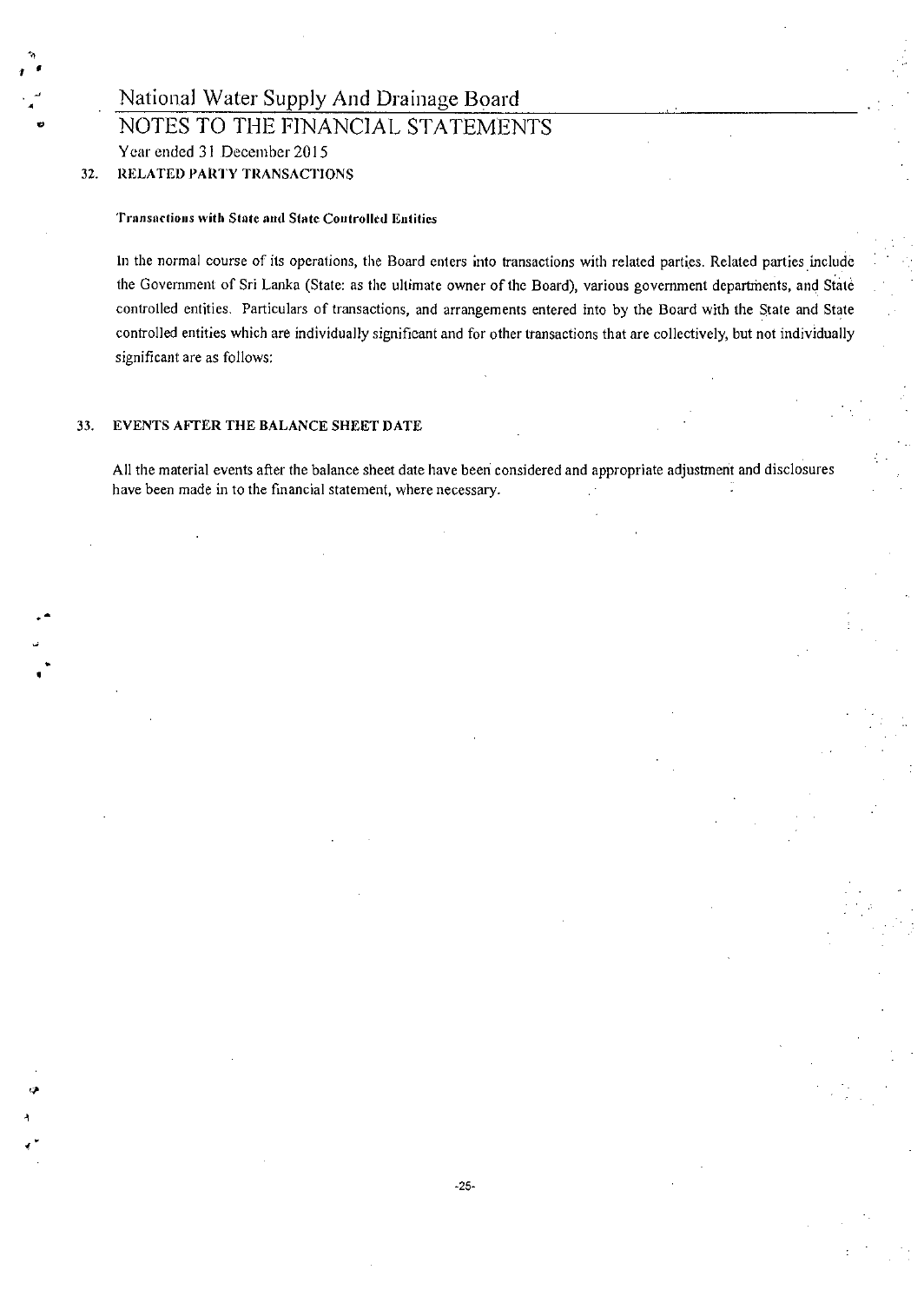# National Water Supply And Drainage Board

## NOTES TO THE FINANCIAL STATEMENTS

Year ended 31 December 2015

### 32. RELATED PARTY TRANSACTIONS

**Transactions with State and State Controlled Entities**

In the normal course of its operations, the Board enters into transactions with related parties. Related parties include the Government of Sri Lanka (State: as the ultimate owner of the Board), various government departments, and State controlled entities. Particulars of transactions, and arrangements entered into by the Board with the State and State controlled entities which are individually significant and for other transactions that are collectively, but not individually significant are as follows:

### 33. EVENTS AFTER THE BALANCE SHEET DATE

All the material events after the balance sheet date have been considered and appropriate adjustment and disclosures have been made in to the financial statement, where necessary.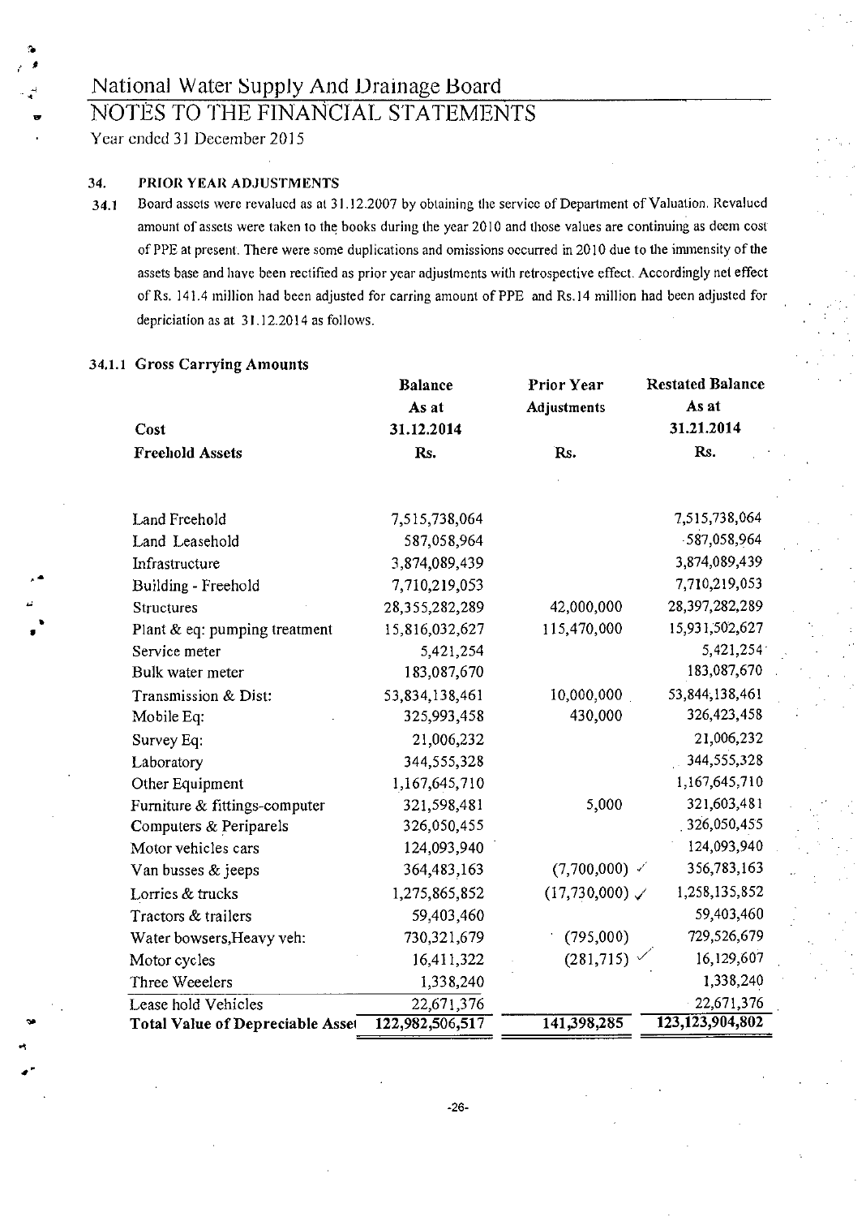National Water Supply And Drainage Board

# NOTES TO THE FINANCIAL STATEMENTS

Year ended 31 December 2015

### 34. PRIOR YEAR ADJUSTMENTS

**34.1** Board assets were revalued as at 31.12.2007 by obtaining the service of Department of Valuation. Revalued amount of assets were taken to the books during the year 2010 and those values are continuing as deem cost of PPE at present. There were some duplications and omissions occurred in 2010 due to the immensity of the assets base and have been rectified as prior year adjustments with retrospective effect. Accordingly net effect of Rs. 141.4 million had been adjusted for carring amount of PPE and Rs.14 million had been adjusted for depriciation as at 31.12.2014 as follows.

#### 34.1.1 Gross Carrying Amounts

| Cost<br>Freehold Assets | Balance As at 31.12.2014<br>Rs. | Prior Year Adjustments<br>Rs. | Restated Balance As at 31.21.2014<br>Rs. |
|---|---|---|---|
| Land Freehold | 7,515,738,064 | | 7,515,738,064 |
| Land Leasehold | 587,058,964 | | 587,058,964 |
| Infrastructure | 3,874,089,439 | | 3,874,089,439 |
| Building - Freehold | 7,710,219,053 | | 7,710,219,053 |
| Structures | 28,355,282,289 | 42,000,000 | 28,397,282,289 |
| Plant & eq: pumping treatment | 15,816,032,627 | 115,470,000 | 15,931,502,627 |
| Service meter | 5,421,254 | | 5,421,254 |
| Bulk water meter | 183,087,670 | | 183,087,670 |
| Transmission & Dist: | 53,834,138,461 | 10,000,000 | 53,844,138,461 |
| Mobile Eq: | 325,993,458 | 430,000 | 326,423,458 |
| Survey Eq: | 21,006,232 | | 21,006,232 |
| Laboratory | 344,555,328 | | 344,555,328 |
| Other Equipment | 1,167,645,710 | | 1,167,645,710 |
| Furniture & fittings-computer | 321,598,481 | 5,000 | 321,603,481 |
| Computers & Periparels | 326,050,455 | | 326,050,455 |
| Motor vehicles cars | 124,093,940 | | 124,093,940 |
| Van busses & jeeps | 364,483,163 | (7,700,000) | 356,783,163 |
| Lorries & trucks | 1,275,865,852 | (17,730,000) | 1,258,135,852 |
| Tractors & trailers | 59,403,460 | | 59,403,460 |
| Water bowsers,Heavy veh: | 730,321,679 | (795,000) | 729,526,679 |
| Motor cycles | 16,411,322 | (281,715) | 16,129,607 |
| Three Weeelers | 1,338,240 | | 1,338,240 |
| Lease hold Vehicles | 22,671,376 | | 22,671,376 |
| **Total Value of Depreciable Asset** | **122,982,506,517** | **141,398,285** | **123,123,904,802** |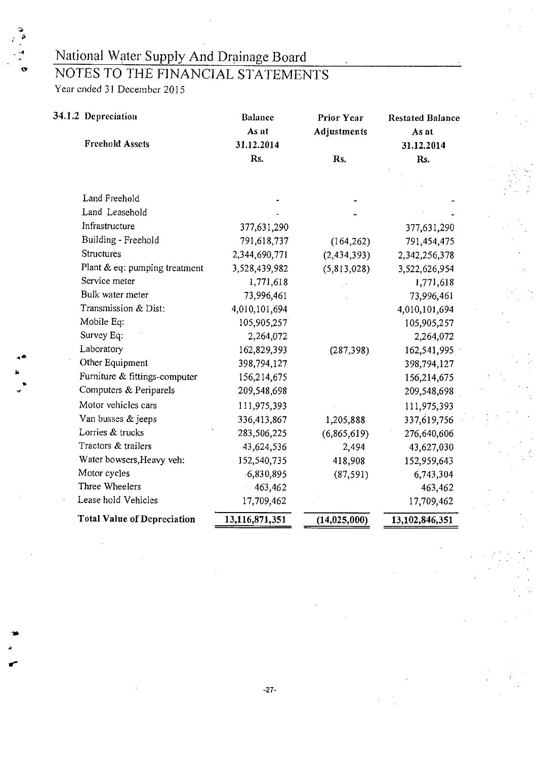# National Water Supply And Drainage Board

## NOTES TO THE FINANCIAL STATEMENTS

Year ended 31 December 2015

### 34.1.2 Depreciation

| Freehold Assets | Balance As at 31.12.2014 Rs. | Prior Year Adjustments Rs. | Restated Balance As at 31.12.2014 Rs. |
|---|---|---|---|
| Land Freehold | - | - | - |
| Land Leasehold | - | - | - |
| Infrastructure | 377,631,290 | | 377,631,290 |
| Building - Freehold | 791,618,737 | (164,262) | 791,454,475 |
| Structures | 2,344,690,771 | (2,434,393) | 2,342,256,378 |
| Plant & eq: pumping treatment | 3,528,439,982 | (5,813,028) | 3,522,626,954 |
| Service meter | 1,771,618 | | 1,771,618 |
| Bulk water meter | 73,996,461 | | 73,996,461 |
| Transmission & Dist: | 4,010,101,694 | | 4,010,101,694 |
| Mobile Eq: | 105,905,257 | | 105,905,257 |
| Survey Eq: | 2,264,072 | | 2,264,072 |
| Laboratory | 162,829,393 | (287,398) | 162,541,995 |
| Other Equipment | 398,794,127 | | 398,794,127 |
| Furniture & fittings-computer | 156,214,675 | | 156,214,675 |
| Computers & Periparels | 209,548,698 | | 209,548,698 |
| Motor vehicles cars | 111,975,393 | | 111,975,393 |
| Van busses & jeeps | 336,413,867 | 1,205,888 | 337,619,756 |
| Lorries & trucks | 283,506,225 | (6,865,619) | 276,640,606 |
| Tractors & trailers | 43,624,536 | 2,494 | 43,627,030 |
| Water bowsers,Heavy veh: | 152,540,735 | 418,908 | 152,959,643 |
| Motor cycles | 6,830,895 | (87,591) | 6,743,304 |
| Three Wheelers | 463,462 | | 463,462 |
| Lease hold Vehicles | 17,709,462 | | 17,709,462 |
| **Total Value of Depreciation** | **13,116,871,351** | **(14,025,000)** | **13,102,846,351** |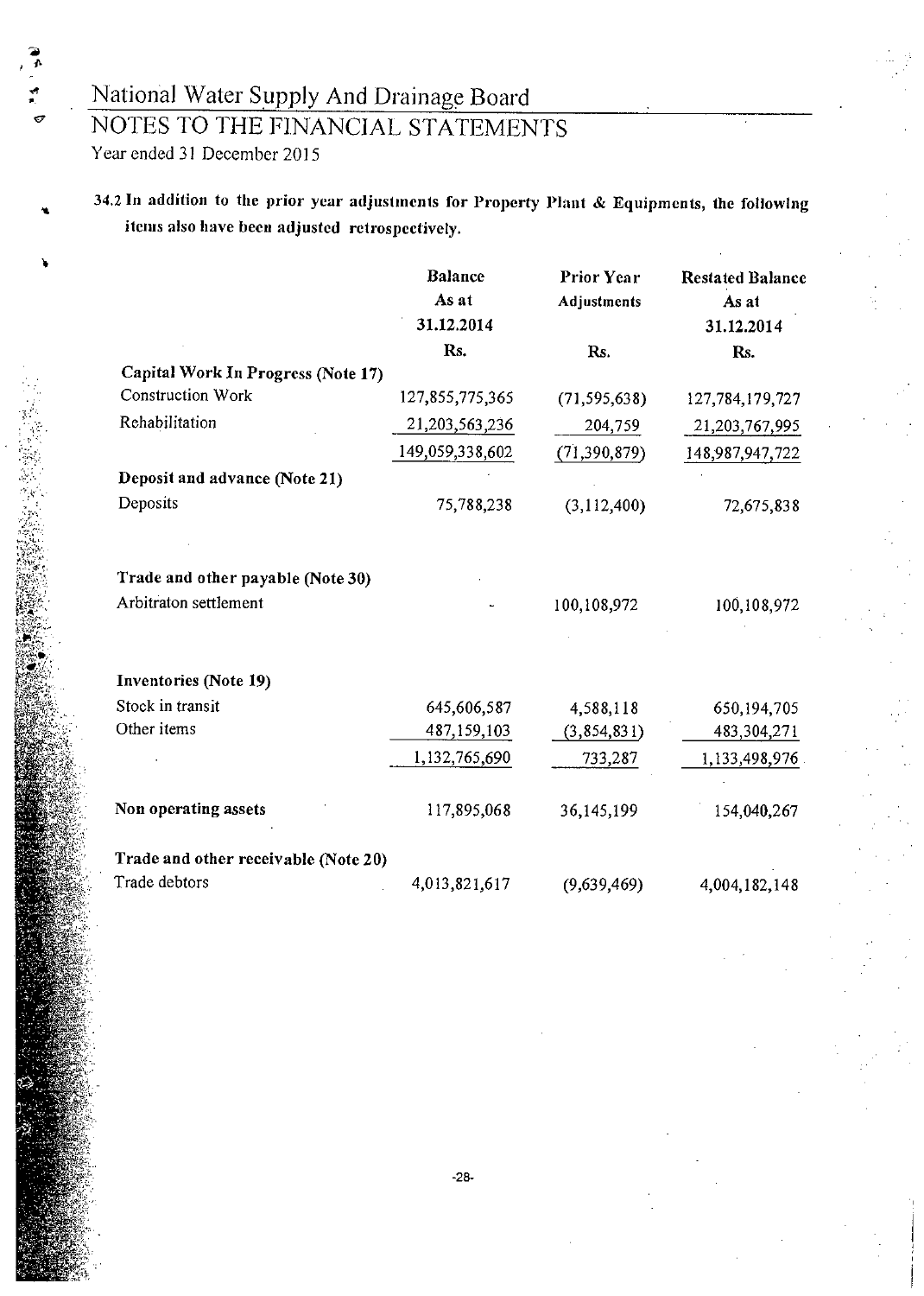National Water Supply And Drainage Board

NOTES TO THE FINANCIAL STATEMENTS

Year ended 31 December 2015

**34.2 In addition to the prior year adjustments for Property Plant & Equipments, the following items also have been adjusted retrospectively.**

| | Balance As at 31.12.2014 Rs. | Prior Year Adjustments Rs. | Restated Balance As at 31.12.2014 Rs. |
|---|---|---|---|
| **Capital Work In Progress (Note 17)** | | | |
| Construction Work | 127,855,775,365 | (71,595,638) | 127,784,179,727 |
| Rehabilitation | 21,203,563,236 | 204,759 | 21,203,767,995 |
| | 149,059,338,602 | (71,390,879) | 148,987,947,722 |
| **Deposit and advance (Note 21)** | | | |
| Deposits | 75,788,238 | (3,112,400) | 72,675,838 |
| **Trade and other payable (Note 30)** | | | |
| Arbitraton settlement | - | 100,108,972 | 100,108,972 |
| **Inventories (Note 19)** | | | |
| Stock in transit | 645,606,587 | 4,588,118 | 650,194,705 |
| Other items | 487,159,103 | (3,854,831) | 483,304,271 |
| | 1,132,765,690 | 733,287 | 1,133,498,976 |
| **Non operating assets** | 117,895,068 | 36,145,199 | 154,040,267 |
| **Trade and other receivable (Note 20)** | | | |
| Trade debtors | 4,013,821,617 | (9,639,469) | 4,004,182,148 |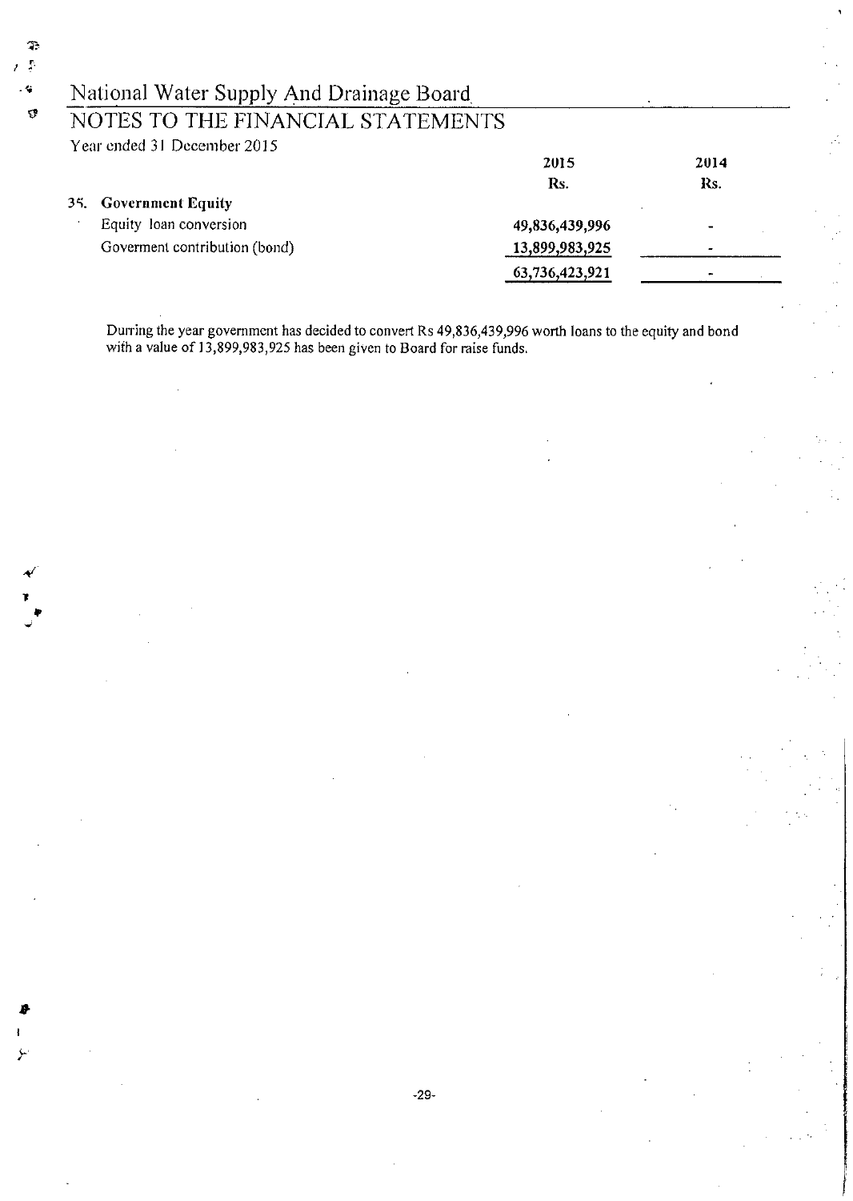# National Water Supply And Drainage Board

## NOTES TO THE FINANCIAL STATEMENTS

Year ended 31 December 2015

| | 2015 Rs. | 2014 Rs. |
|---|---|---|
| **35. Government Equity** | | |
| Equity loan conversion | 49,836,439,996 | - |
| Goverment contribution (bond) | 13,899,983,925 | - |
| | 63,736,423,921 | - |

Durring the year government has decided to convert Rs 49,836,439,996 worth loans to the equity and bond with a value of 13,899,983,925 has been given to Board for raise funds.